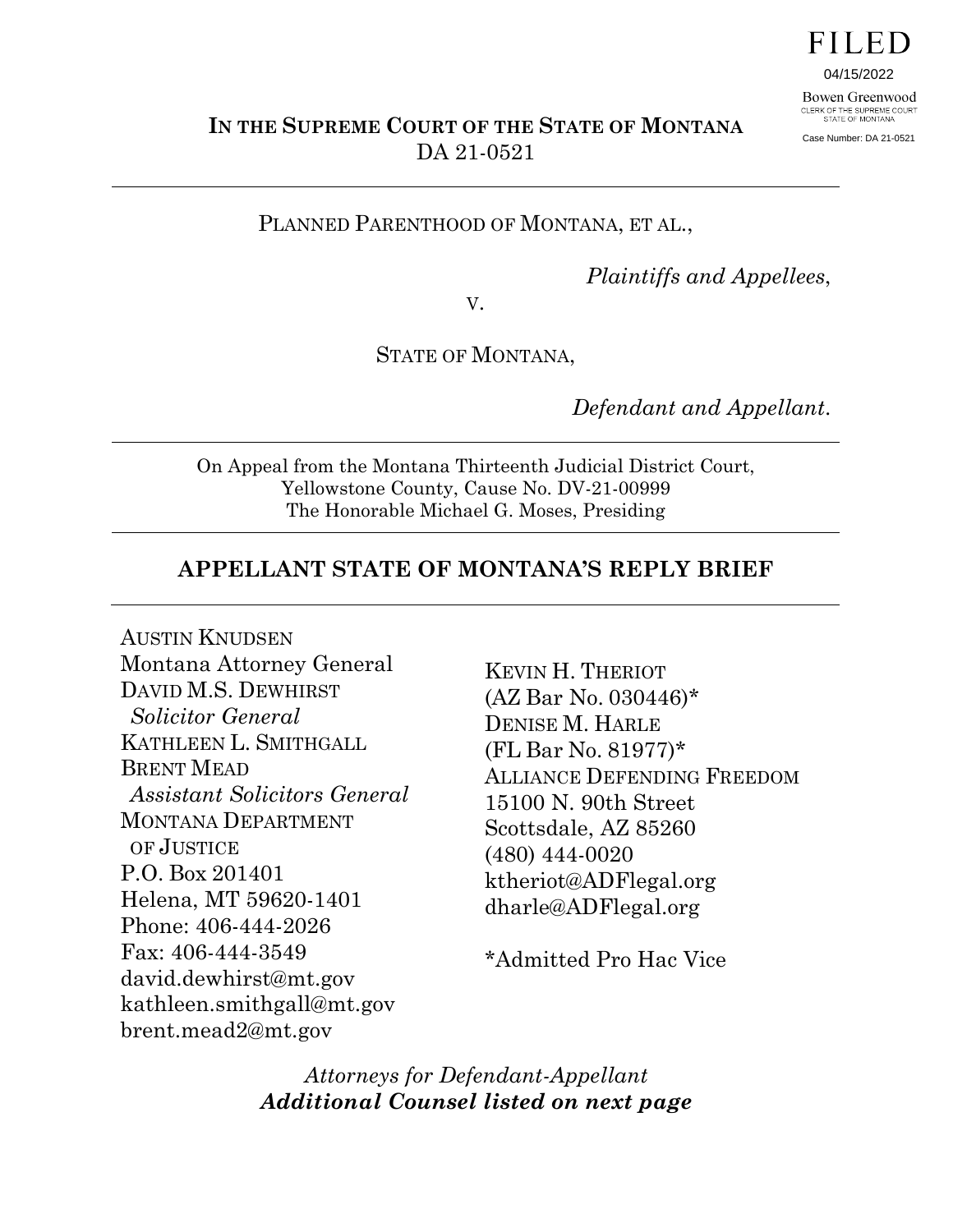FILED
04/15/2022
Bowen Greenwood
CLERK OF THE SUPREME COURT
STATE OF MONTANA
Case Number: DA 21-0521

**IN THE SUPREME COURT OF THE STATE OF MONTANA**
DA 21-0521

---

PLANNED PARENTHOOD OF MONTANA, ET AL.,

*Plaintiffs and Appellees*,

V.

STATE OF MONTANA,

*Defendant and Appellant*.

---

On Appeal from the Montana Thirteenth Judicial District Court,
Yellowstone County, Cause No. DV-21-00999
The Honorable Michael G. Moses, Presiding

---

## APPELLANT STATE OF MONTANA'S REPLY BRIEF

---

AUSTIN KNUDSEN
Montana Attorney General
DAVID M.S. DEWHIRST
*Solicitor General*
KATHLEEN L. SMITHGALL
BRENT MEAD
*Assistant Solicitors General*
MONTANA DEPARTMENT OF JUSTICE
P.O. Box 201401
Helena, MT 59620-1401
Phone: 406-444-2026
Fax: 406-444-3549
david.dewhirst@mt.gov
kathleen.smithgall@mt.gov
brent.mead2@mt.gov

KEVIN H. THERIOT
(AZ Bar No. 030446)*
DENISE M. HARLE
(FL Bar No. 81977)*
ALLIANCE DEFENDING FREEDOM
15100 N. 90th Street
Scottsdale, AZ 85260
(480) 444-0020
ktheriot@ADFlegal.org
dharle@ADFlegal.org

*Admitted Pro Hac Vice

*Attorneys for Defendant-Appellant*
***Additional Counsel listed on next page***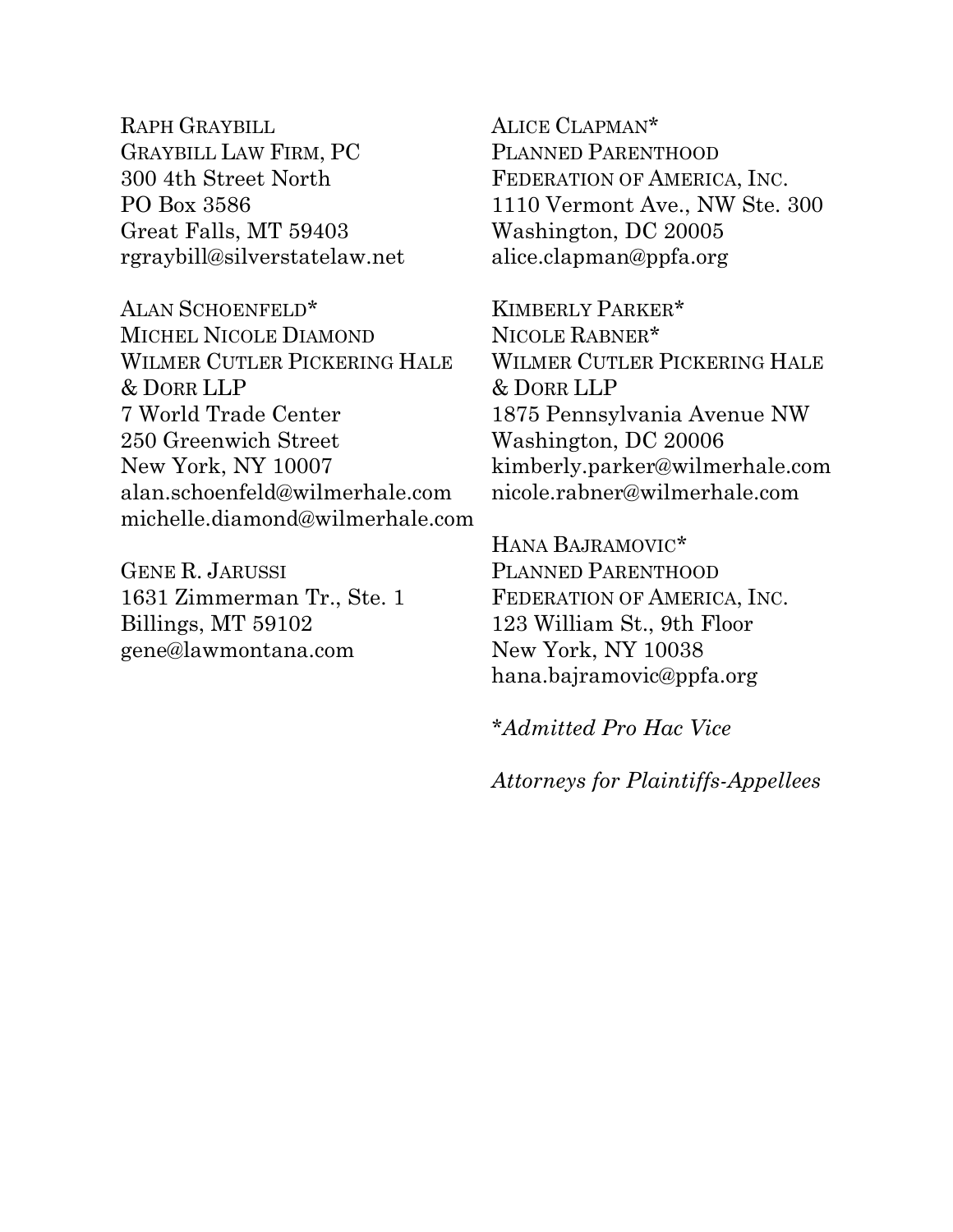RAPH GRAYBILL
GRAYBILL LAW FIRM, PC
300 4th Street North
PO Box 3586
Great Falls, MT 59403
rgraybill@silverstatelaw.net

ALAN SCHOENFELD*
MICHEL NICOLE DIAMOND
WILMER CUTLER PICKERING HALE & DORR LLP
7 World Trade Center
250 Greenwich Street
New York, NY 10007
alan.schoenfeld@wilmerhale.com
michelle.diamond@wilmerhale.com

GENE R. JARUSSI
1631 Zimmerman Tr., Ste. 1
Billings, MT 59102
gene@lawmontana.com

ALICE CLAPMAN*
PLANNED PARENTHOOD FEDERATION OF AMERICA, INC.
1110 Vermont Ave., NW Ste. 300
Washington, DC 20005
alice.clapman@ppfa.org

KIMBERLY PARKER*
NICOLE RABNER*
WILMER CUTLER PICKERING HALE & DORR LLP
1875 Pennsylvania Avenue NW
Washington, DC 20006
kimberly.parker@wilmerhale.com
nicole.rabner@wilmerhale.com

HANA BAJRAMOVIC*
PLANNED PARENTHOOD FEDERATION OF AMERICA, INC.
123 William St., 9th Floor
New York, NY 10038
hana.bajramovic@ppfa.org

**Admitted Pro Hac Vice*

*Attorneys for Plaintiffs-Appellees*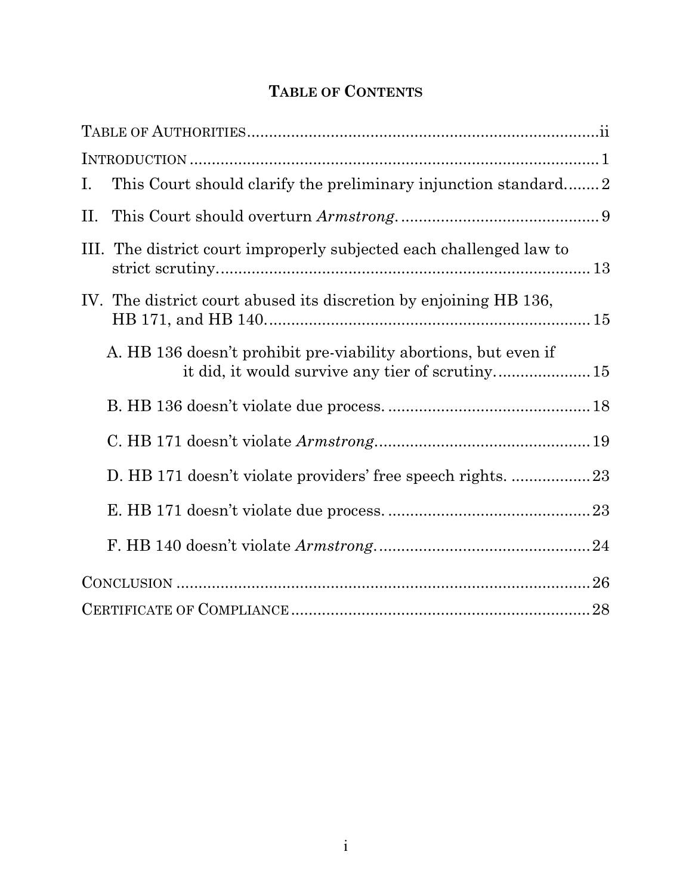# TABLE OF CONTENTS

TABLE OF AUTHORITIES ........................................................................ ii

INTRODUCTION ........................................................................ 1

I. This Court should clarify the preliminary injunction standard........ 2

II. This Court should overturn *Armstrong*. ........................................ 9

III. The district court improperly subjected each challenged law to strict scrutiny. ........................................................................ 13

IV. The district court abused its discretion by enjoining HB 136, HB 171, and HB 140. ........................................................................ 15

  A. HB 136 doesn't prohibit pre-viability abortions, but even if it did, it would survive any tier of scrutiny. ..................... 15

  B. HB 136 doesn't violate due process. ........................................ 18

  C. HB 171 doesn't violate *Armstrong*. ........................................ 19

  D. HB 171 doesn't violate providers' free speech rights. .................. 23

  E. HB 171 doesn't violate due process. ........................................ 23

  F. HB 140 doesn't violate *Armstrong*. ........................................ 24

CONCLUSION ........................................................................ 26

CERTIFICATE OF COMPLIANCE ........................................................................ 28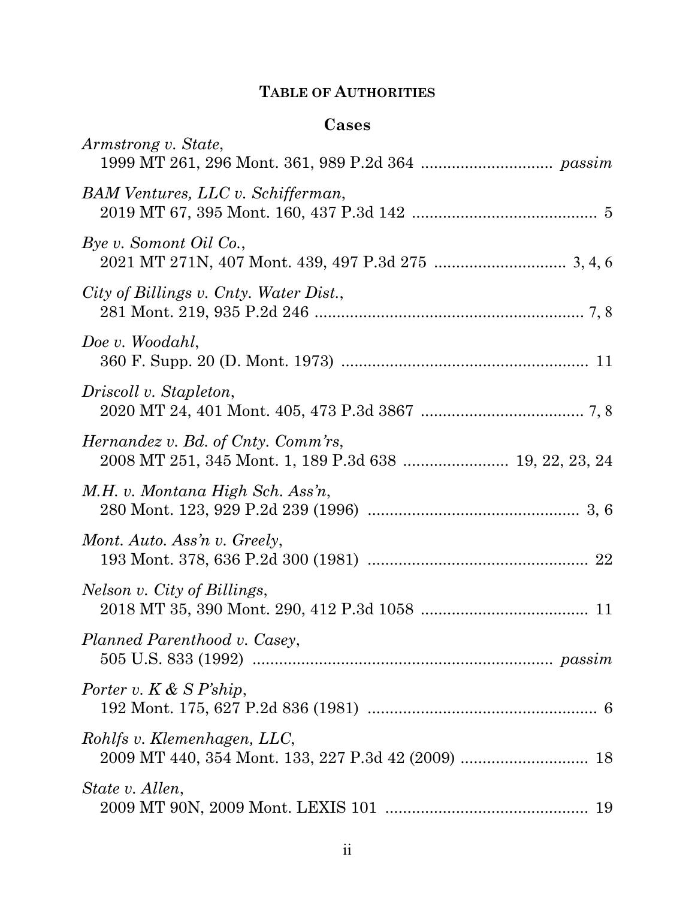## TABLE OF AUTHORITIES

### Cases

*Armstrong v. State*,
1999 MT 261, 296 Mont. 361, 989 P.2d 364 ............................. *passim*

*BAM Ventures, LLC v. Schifferman*,
2019 MT 67, 395 Mont. 160, 437 P.3d 142 ......................................... 5

*Bye v. Somont Oil Co.*,
2021 MT 271N, 407 Mont. 439, 497 P.3d 275 ............................. 3, 4, 6

*City of Billings v. Cnty. Water Dist.*,
281 Mont. 219, 935 P.2d 246 ............................................................ 7, 8

*Doe v. Woodahl*,
360 F. Supp. 20 (D. Mont. 1973) ....................................................... 11

*Driscoll v. Stapleton*,
2020 MT 24, 401 Mont. 405, 473 P.3d 3867 .................................... 7, 8

*Hernandez v. Bd. of Cnty. Comm'rs*,
2008 MT 251, 345 Mont. 1, 189 P.3d 638 ....................... 19, 22, 23, 24

*M.H. v. Montana High Sch. Ass'n*,
280 Mont. 123, 929 P.2d 239 (1996) ............................................... 3, 6

*Mont. Auto. Ass'n v. Greely*,
193 Mont. 378, 636 P.2d 300 (1981) .................................................. 22

*Nelson v. City of Billings*,
2018 MT 35, 390 Mont. 290, 412 P.3d 1058 ...................................... 11

*Planned Parenthood v. Casey*,
505 U.S. 833 (1992) .................................................................... *passim*

*Porter v. K & S P'ship*,
192 Mont. 175, 627 P.2d 836 (1981) .................................................... 6

*Rohlfs v. Klemenhagen, LLC*,
2009 MT 440, 354 Mont. 133, 227 P.3d 42 (2009) ............................ 18

*State v. Allen*,
2009 MT 90N, 2009 Mont. LEXIS 101 .............................................. 19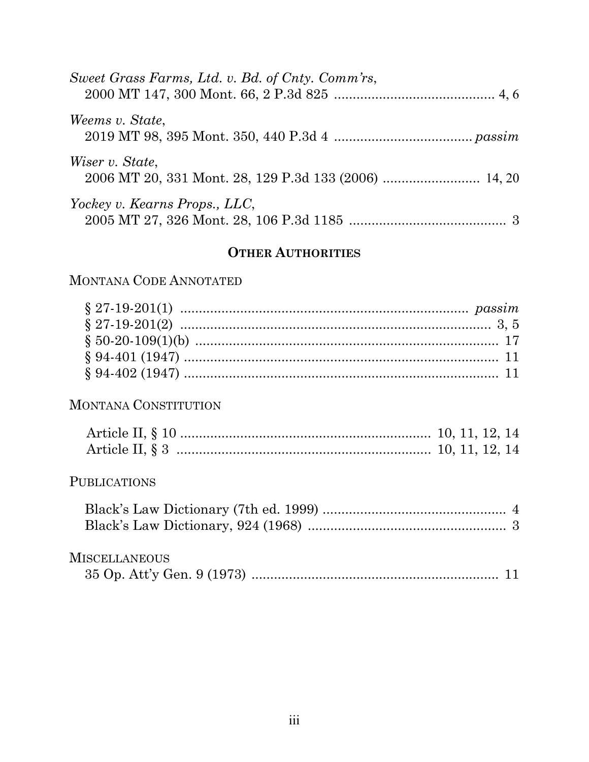*Sweet Grass Farms, Ltd. v. Bd. of Cnty. Comm'rs*,
2000 MT 147, 300 Mont. 66, 2 P.3d 825 .......................................... 4, 6

*Weems v. State*,
2019 MT 98, 395 Mont. 350, 440 P.3d 4 .................................... *passim*

*Wiser v. State*,
2006 MT 20, 331 Mont. 28, 129 P.3d 133 (2006) ......................... 14, 20

*Yockey v. Kearns Props., LLC*,
2005 MT 27, 326 Mont. 28, 106 P.3d 1185 ......................................... 3

## OTHER AUTHORITIES

MONTANA CODE ANNOTATED

§ 27-19-201(1) ........................................................................... *passim*
§ 27-19-201(2) .................................................................................. 3, 5
§ 50-20-109(1)(b) ................................................................................ 17
§ 94-401 (1947) .................................................................................... 11
§ 94-402 (1947) .................................................................................... 11

MONTANA CONSTITUTION

Article II, § 10 ................................................................ 10, 11, 12, 14
Article II, § 3 .................................................................. 10, 11, 12, 14

PUBLICATIONS

Black's Law Dictionary (7th ed. 1999) ................................................ 4
Black's Law Dictionary, 924 (1968) .................................................... 3

MISCELLANEOUS

35 Op. Att'y Gen. 9 (1973) ................................................................. 11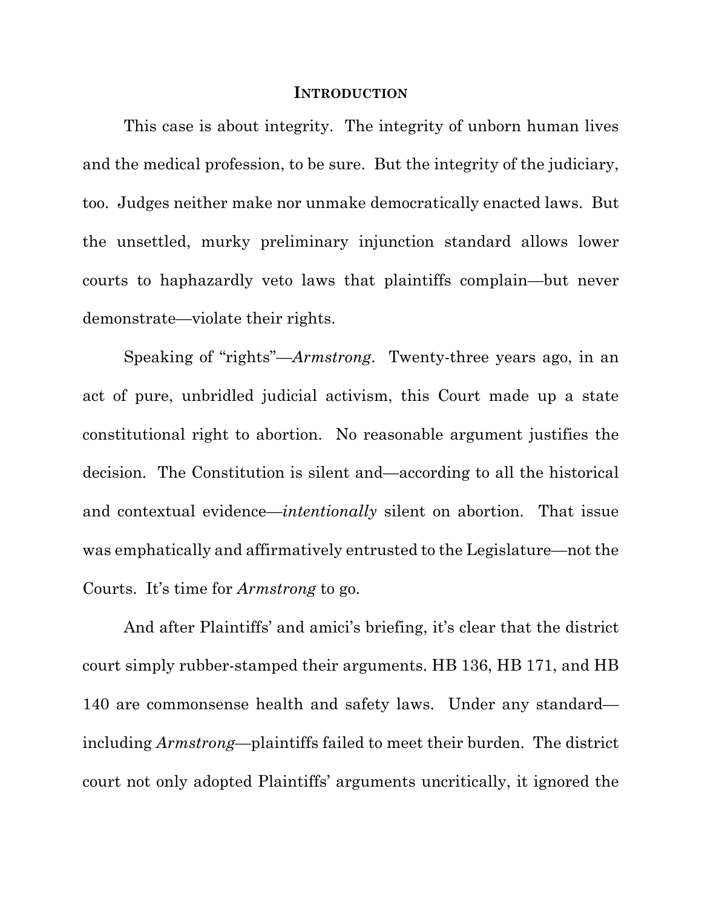## INTRODUCTION

This case is about integrity. The integrity of unborn human lives and the medical profession, to be sure. But the integrity of the judiciary, too. Judges neither make nor unmake democratically enacted laws. But the unsettled, murky preliminary injunction standard allows lower courts to haphazardly veto laws that plaintiffs complain—but never demonstrate—violate their rights.

Speaking of "rights"—*Armstrong*. Twenty-three years ago, in an act of pure, unbridled judicial activism, this Court made up a state constitutional right to abortion. No reasonable argument justifies the decision. The Constitution is silent and—according to all the historical and contextual evidence—*intentionally* silent on abortion. That issue was emphatically and affirmatively entrusted to the Legislature—not the Courts. It's time for *Armstrong* to go.

And after Plaintiffs' and amici's briefing, it's clear that the district court simply rubber-stamped their arguments. HB 136, HB 171, and HB 140 are commonsense health and safety laws. Under any standard—including *Armstrong*—plaintiffs failed to meet their burden. The district court not only adopted Plaintiffs' arguments uncritically, it ignored the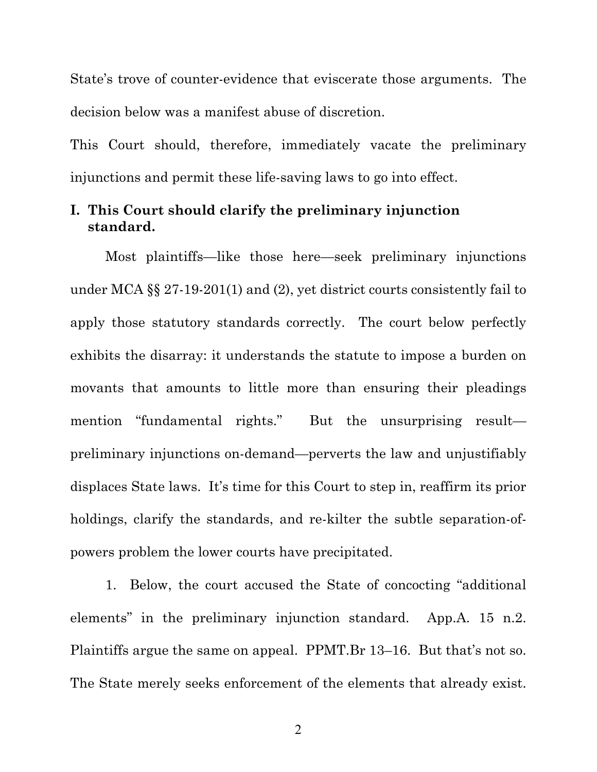State's trove of counter-evidence that eviscerate those arguments. The decision below was a manifest abuse of discretion.

This Court should, therefore, immediately vacate the preliminary injunctions and permit these life-saving laws to go into effect.

## I. This Court should clarify the preliminary injunction standard.

Most plaintiffs—like those here—seek preliminary injunctions under MCA §§ 27-19-201(1) and (2), yet district courts consistently fail to apply those statutory standards correctly. The court below perfectly exhibits the disarray: it understands the statute to impose a burden on movants that amounts to little more than ensuring their pleadings mention "fundamental rights." But the unsurprising result—preliminary injunctions on-demand—perverts the law and unjustifiably displaces State laws. It's time for this Court to step in, reaffirm its prior holdings, clarify the standards, and re-kilter the subtle separation-of-powers problem the lower courts have precipitated.

1. Below, the court accused the State of concocting "additional elements" in the preliminary injunction standard. App.A. 15 n.2. Plaintiffs argue the same on appeal. PPMT.Br 13–16. But that's not so. The State merely seeks enforcement of the elements that already exist.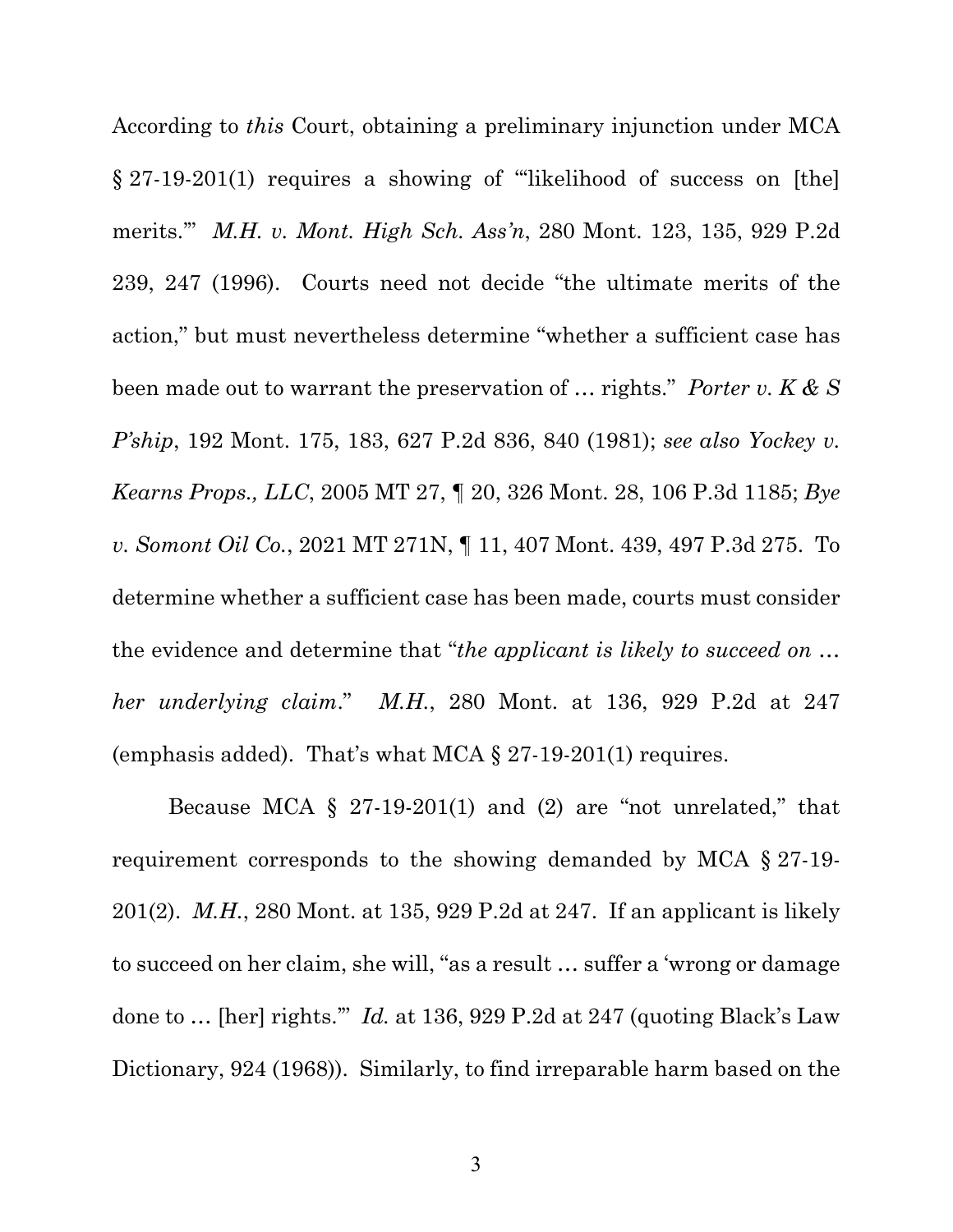According to *this* Court, obtaining a preliminary injunction under MCA § 27-19-201(1) requires a showing of "'likelihood of success on [the] merits.'" *M.H. v. Mont. High Sch. Ass'n*, 280 Mont. 123, 135, 929 P.2d 239, 247 (1996). Courts need not decide "the ultimate merits of the action," but must nevertheless determine "whether a sufficient case has been made out to warrant the preservation of … rights." *Porter v. K & S P'ship*, 192 Mont. 175, 183, 627 P.2d 836, 840 (1981); *see also Yockey v. Kearns Props., LLC*, 2005 MT 27, ¶ 20, 326 Mont. 28, 106 P.3d 1185; *Bye v. Somont Oil Co.*, 2021 MT 271N, ¶ 11, 407 Mont. 439, 497 P.3d 275. To determine whether a sufficient case has been made, courts must consider the evidence and determine that "*the applicant is likely to succeed on … her underlying claim*." *M.H.*, 280 Mont. at 136, 929 P.2d at 247 (emphasis added). That's what MCA § 27-19-201(1) requires.

Because MCA § 27-19-201(1) and (2) are "not unrelated," that requirement corresponds to the showing demanded by MCA § 27-19-201(2). *M.H.*, 280 Mont. at 135, 929 P.2d at 247. If an applicant is likely to succeed on her claim, she will, "as a result … suffer a 'wrong or damage done to … [her] rights.'" *Id.* at 136, 929 P.2d at 247 (quoting Black's Law Dictionary, 924 (1968)). Similarly, to find irreparable harm based on the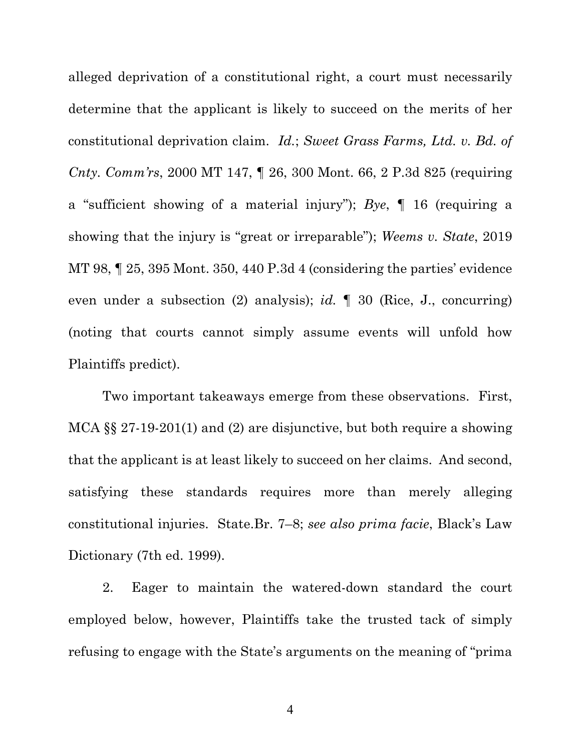alleged deprivation of a constitutional right, a court must necessarily determine that the applicant is likely to succeed on the merits of her constitutional deprivation claim. *Id.*; *Sweet Grass Farms, Ltd. v. Bd. of Cnty. Comm'rs*, 2000 MT 147, ¶ 26, 300 Mont. 66, 2 P.3d 825 (requiring a "sufficient showing of a material injury"); *Bye*, ¶ 16 (requiring a showing that the injury is "great or irreparable"); *Weems v. State*, 2019 MT 98, ¶ 25, 395 Mont. 350, 440 P.3d 4 (considering the parties' evidence even under a subsection (2) analysis); *id.* ¶ 30 (Rice, J., concurring) (noting that courts cannot simply assume events will unfold how Plaintiffs predict).

Two important takeaways emerge from these observations. First, MCA §§ 27-19-201(1) and (2) are disjunctive, but both require a showing that the applicant is at least likely to succeed on her claims. And second, satisfying these standards requires more than merely alleging constitutional injuries. State.Br. 7–8; *see also prima facie*, Black's Law Dictionary (7th ed. 1999).

2. Eager to maintain the watered-down standard the court employed below, however, Plaintiffs take the trusted tack of simply refusing to engage with the State's arguments on the meaning of "prima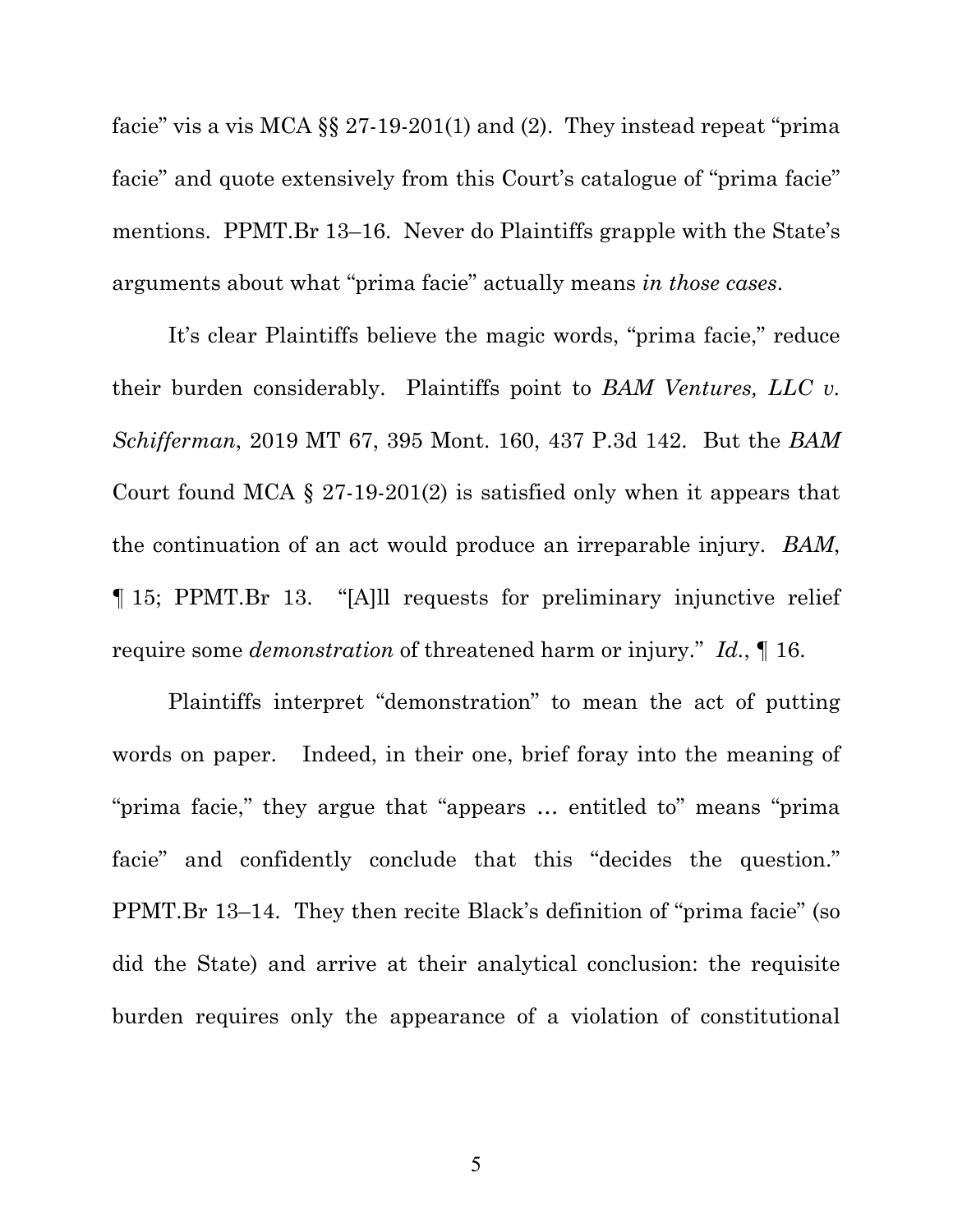facie" vis a vis MCA §§ 27-19-201(1) and (2). They instead repeat "prima facie" and quote extensively from this Court's catalogue of "prima facie" mentions. PPMT.Br 13–16. Never do Plaintiffs grapple with the State's arguments about what "prima facie" actually means *in those cases*.

It's clear Plaintiffs believe the magic words, "prima facie," reduce their burden considerably. Plaintiffs point to *BAM Ventures, LLC v. Schifferman*, 2019 MT 67, 395 Mont. 160, 437 P.3d 142. But the *BAM* Court found MCA § 27-19-201(2) is satisfied only when it appears that the continuation of an act would produce an irreparable injury. *BAM*, ¶ 15; PPMT.Br 13. "[A]ll requests for preliminary injunctive relief require some *demonstration* of threatened harm or injury." *Id.*, ¶ 16.

Plaintiffs interpret "demonstration" to mean the act of putting words on paper. Indeed, in their one, brief foray into the meaning of "prima facie," they argue that "appears … entitled to" means "prima facie" and confidently conclude that this "decides the question." PPMT.Br 13–14. They then recite Black's definition of "prima facie" (so did the State) and arrive at their analytical conclusion: the requisite burden requires only the appearance of a violation of constitutional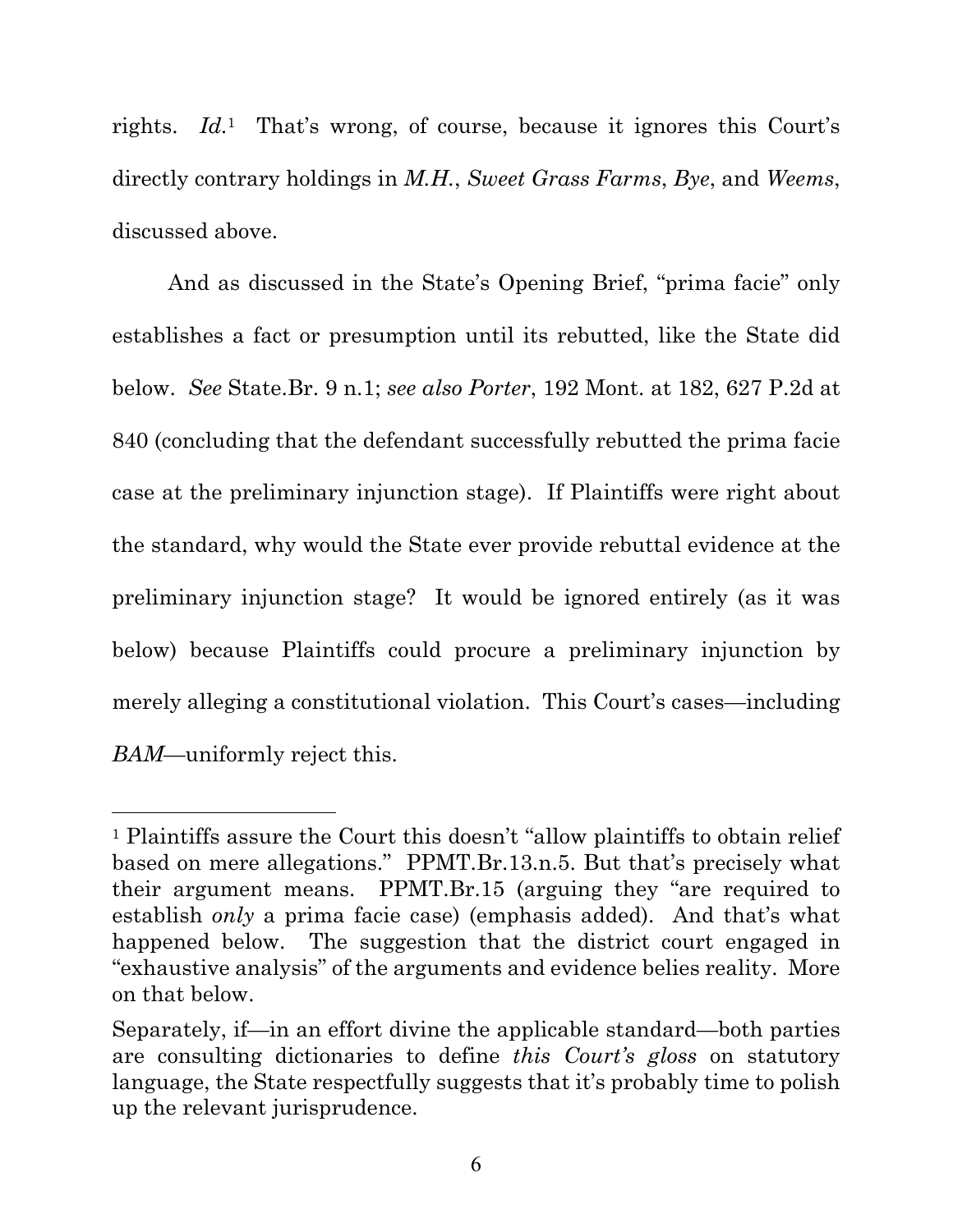rights. *Id.*[1] That's wrong, of course, because it ignores this Court's directly contrary holdings in *M.H.*, *Sweet Grass Farms*, *Bye*, and *Weems*, discussed above.

And as discussed in the State's Opening Brief, "prima facie" only establishes a fact or presumption until its rebutted, like the State did below. *See* State.Br. 9 n.1; *see also Porter*, 192 Mont. at 182, 627 P.2d at 840 (concluding that the defendant successfully rebutted the prima facie case at the preliminary injunction stage). If Plaintiffs were right about the standard, why would the State ever provide rebuttal evidence at the preliminary injunction stage? It would be ignored entirely (as it was below) because Plaintiffs could procure a preliminary injunction by merely alleging a constitutional violation. This Court's cases—including *BAM*—uniformly reject this.

---

[1] Plaintiffs assure the Court this doesn't "allow plaintiffs to obtain relief based on mere allegations." PPMT.Br.13.n.5. But that's precisely what their argument means. PPMT.Br.15 (arguing they "are required to establish *only* a prima facie case) (emphasis added). And that's what happened below. The suggestion that the district court engaged in "exhaustive analysis" of the arguments and evidence belies reality. More on that below.

Separately, if—in an effort divine the applicable standard—both parties are consulting dictionaries to define *this Court's gloss* on statutory language, the State respectfully suggests that it's probably time to polish up the relevant jurisprudence.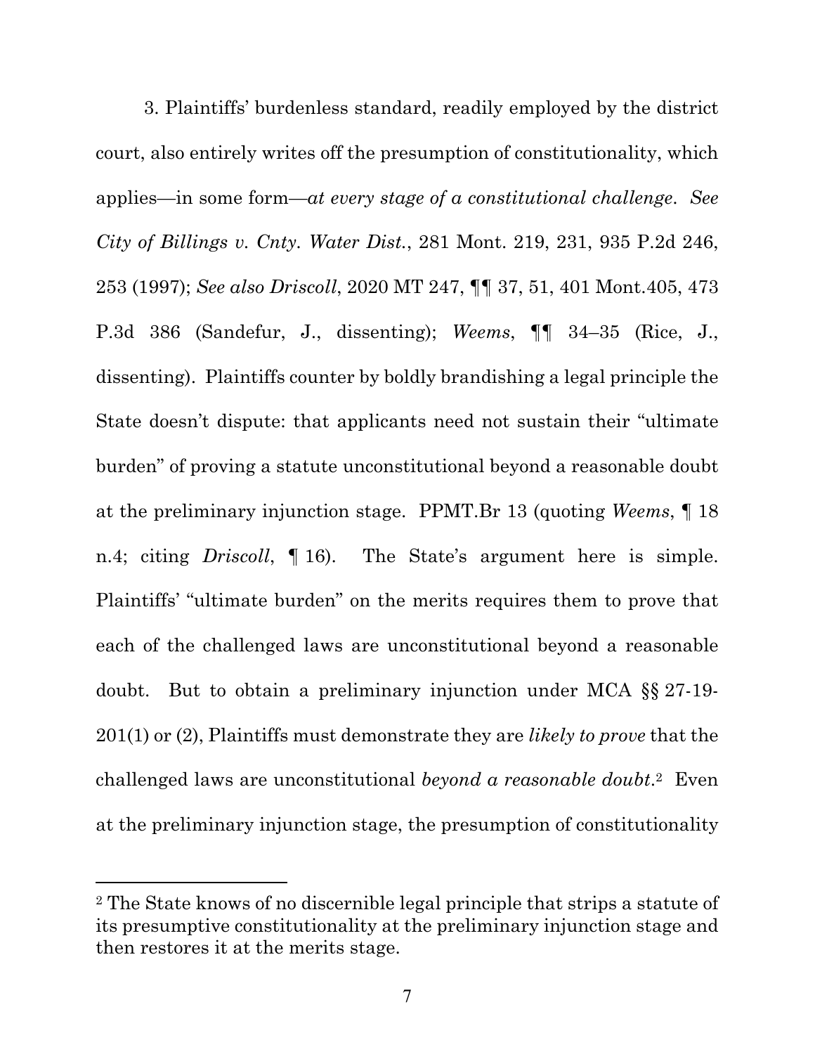3. Plaintiffs' burdenless standard, readily employed by the district court, also entirely writes off the presumption of constitutionality, which applies—in some form—*at every stage of a constitutional challenge*. *See City of Billings v. Cnty. Water Dist.*, 281 Mont. 219, 231, 935 P.2d 246, 253 (1997); *See also Driscoll*, 2020 MT 247, ¶¶ 37, 51, 401 Mont.405, 473 P.3d 386 (Sandefur, J., dissenting); *Weems*, ¶¶ 34–35 (Rice, J., dissenting). Plaintiffs counter by boldly brandishing a legal principle the State doesn't dispute: that applicants need not sustain their "ultimate burden" of proving a statute unconstitutional beyond a reasonable doubt at the preliminary injunction stage. PPMT.Br 13 (quoting *Weems*, ¶ 18 n.4; citing *Driscoll*, ¶ 16). The State's argument here is simple. Plaintiffs' "ultimate burden" on the merits requires them to prove that each of the challenged laws are unconstitutional beyond a reasonable doubt. But to obtain a preliminary injunction under MCA §§ 27-19-201(1) or (2), Plaintiffs must demonstrate they are *likely to prove* that the challenged laws are unconstitutional *beyond a reasonable doubt*.[2] Even at the preliminary injunction stage, the presumption of constitutionality

[2] The State knows of no discernible legal principle that strips a statute of its presumptive constitutionality at the preliminary injunction stage and then restores it at the merits stage.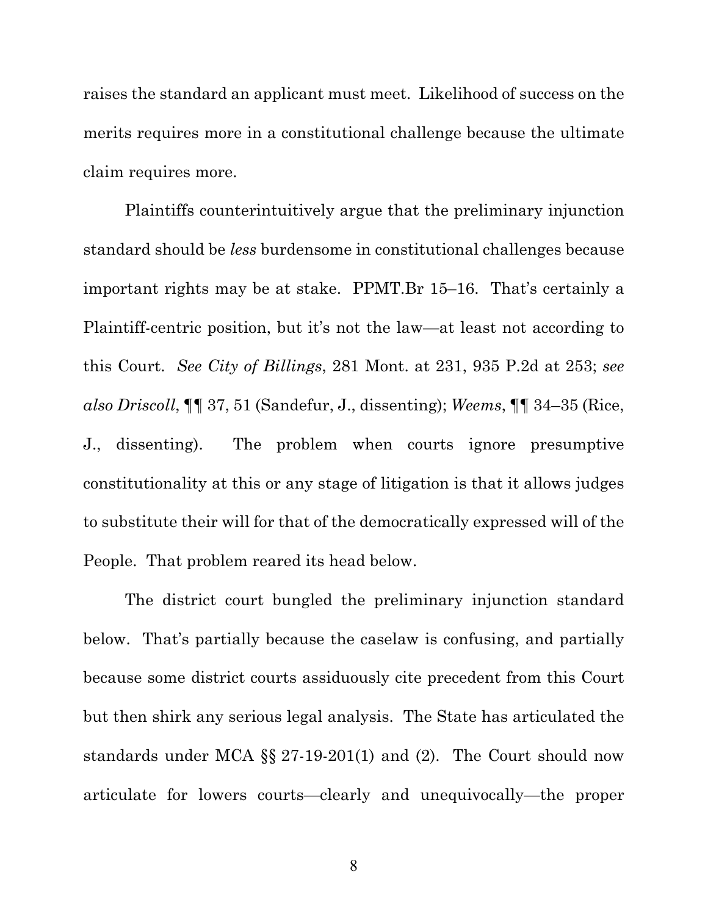raises the standard an applicant must meet. Likelihood of success on the merits requires more in a constitutional challenge because the ultimate claim requires more.

Plaintiffs counterintuitively argue that the preliminary injunction standard should be *less* burdensome in constitutional challenges because important rights may be at stake. PPMT.Br 15–16. That's certainly a Plaintiff-centric position, but it's not the law—at least not according to this Court. *See City of Billings*, 281 Mont. at 231, 935 P.2d at 253; *see also Driscoll*, ¶¶ 37, 51 (Sandefur, J., dissenting); *Weems*, ¶¶ 34–35 (Rice, J., dissenting). The problem when courts ignore presumptive constitutionality at this or any stage of litigation is that it allows judges to substitute their will for that of the democratically expressed will of the People. That problem reared its head below.

The district court bungled the preliminary injunction standard below. That's partially because the caselaw is confusing, and partially because some district courts assiduously cite precedent from this Court but then shirk any serious legal analysis. The State has articulated the standards under MCA §§ 27-19-201(1) and (2). The Court should now articulate for lowers courts—clearly and unequivocally—the proper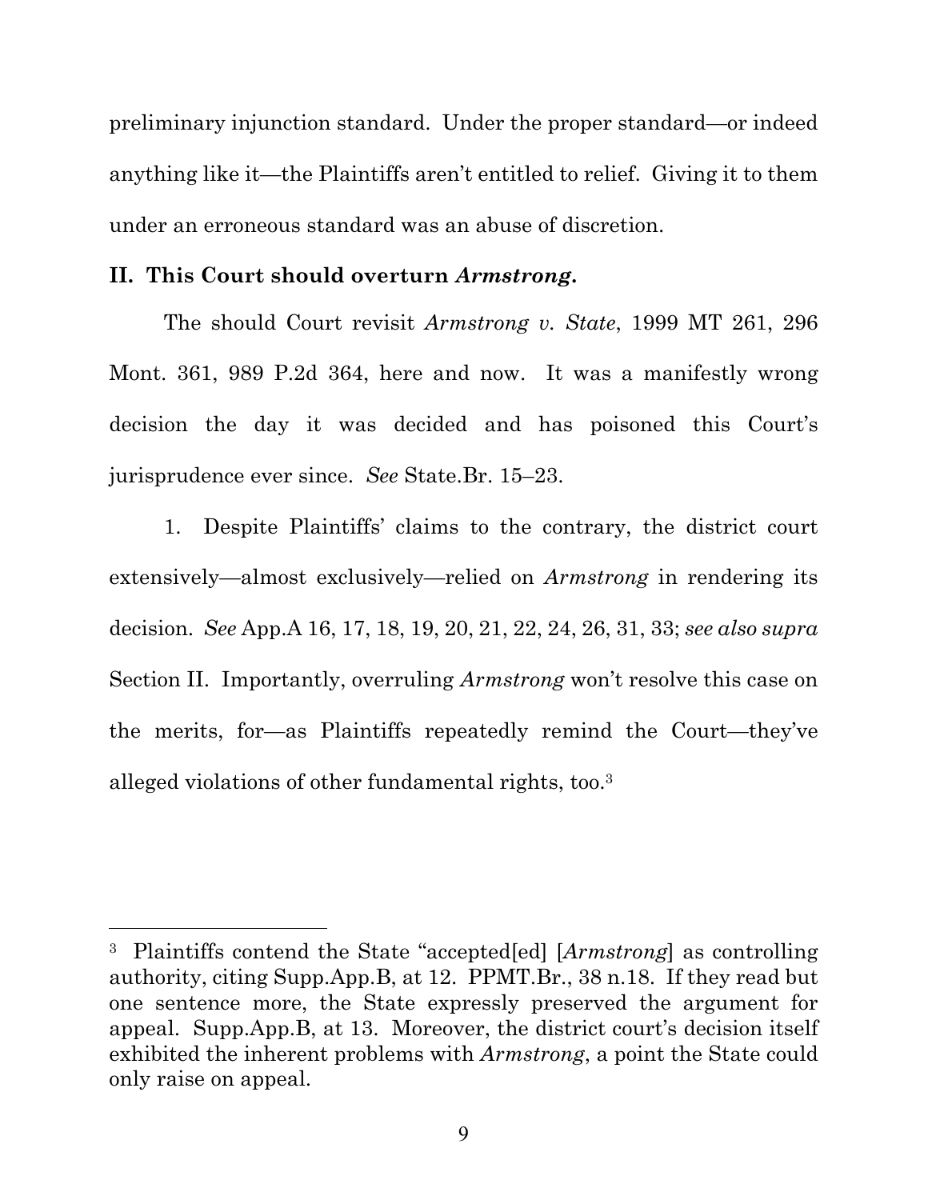preliminary injunction standard. Under the proper standard—or indeed anything like it—the Plaintiffs aren't entitled to relief. Giving it to them under an erroneous standard was an abuse of discretion.

## II. This Court should overturn *Armstrong*.

The should Court revisit *Armstrong v. State*, 1999 MT 261, 296 Mont. 361, 989 P.2d 364, here and now. It was a manifestly wrong decision the day it was decided and has poisoned this Court's jurisprudence ever since. *See* State.Br. 15–23.

1. Despite Plaintiffs' claims to the contrary, the district court extensively—almost exclusively—relied on *Armstrong* in rendering its decision. *See* App.A 16, 17, 18, 19, 20, 21, 22, 24, 26, 31, 33; *see also supra* Section II. Importantly, overruling *Armstrong* won't resolve this case on the merits, for—as Plaintiffs repeatedly remind the Court—they've alleged violations of other fundamental rights, too.[3]

---

[3] Plaintiffs contend the State "accepted[ed] [*Armstrong*] as controlling authority, citing Supp.App.B, at 12. PPMT.Br., 38 n.18. If they read but one sentence more, the State expressly preserved the argument for appeal. Supp.App.B, at 13. Moreover, the district court's decision itself exhibited the inherent problems with *Armstrong*, a point the State could only raise on appeal.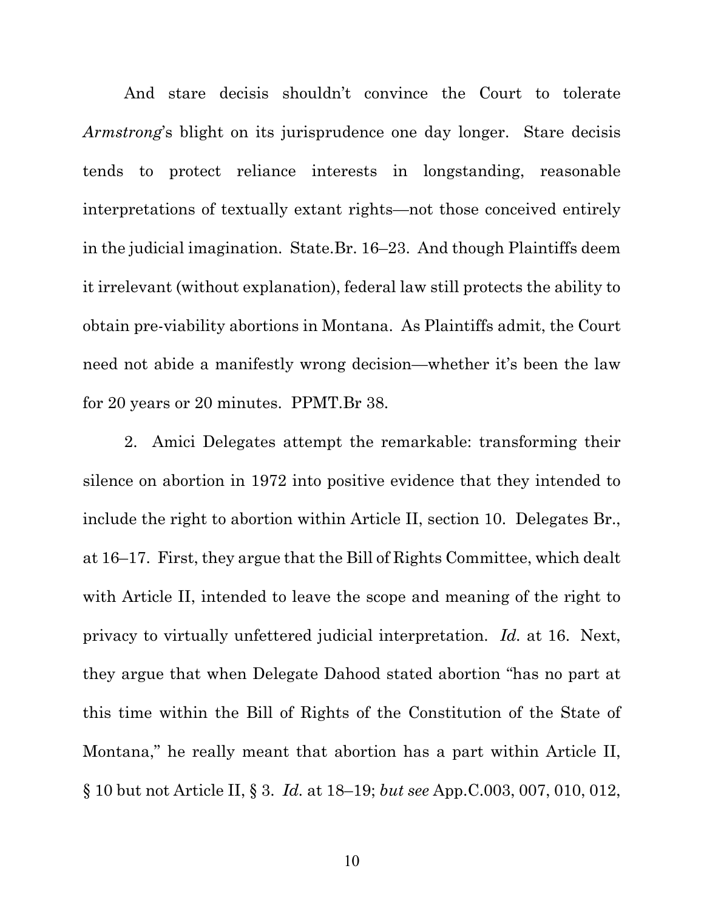And stare decisis shouldn't convince the Court to tolerate *Armstrong*'s blight on its jurisprudence one day longer. Stare decisis tends to protect reliance interests in longstanding, reasonable interpretations of textually extant rights—not those conceived entirely in the judicial imagination. State.Br. 16–23. And though Plaintiffs deem it irrelevant (without explanation), federal law still protects the ability to obtain pre-viability abortions in Montana. As Plaintiffs admit, the Court need not abide a manifestly wrong decision—whether it's been the law for 20 years or 20 minutes. PPMT.Br 38.

2. Amici Delegates attempt the remarkable: transforming their silence on abortion in 1972 into positive evidence that they intended to include the right to abortion within Article II, section 10. Delegates Br., at 16–17. First, they argue that the Bill of Rights Committee, which dealt with Article II, intended to leave the scope and meaning of the right to privacy to virtually unfettered judicial interpretation. *Id.* at 16. Next, they argue that when Delegate Dahood stated abortion "has no part at this time within the Bill of Rights of the Constitution of the State of Montana," he really meant that abortion has a part within Article II, § 10 but not Article II, § 3. *Id.* at 18–19; *but see* App.C.003, 007, 010, 012,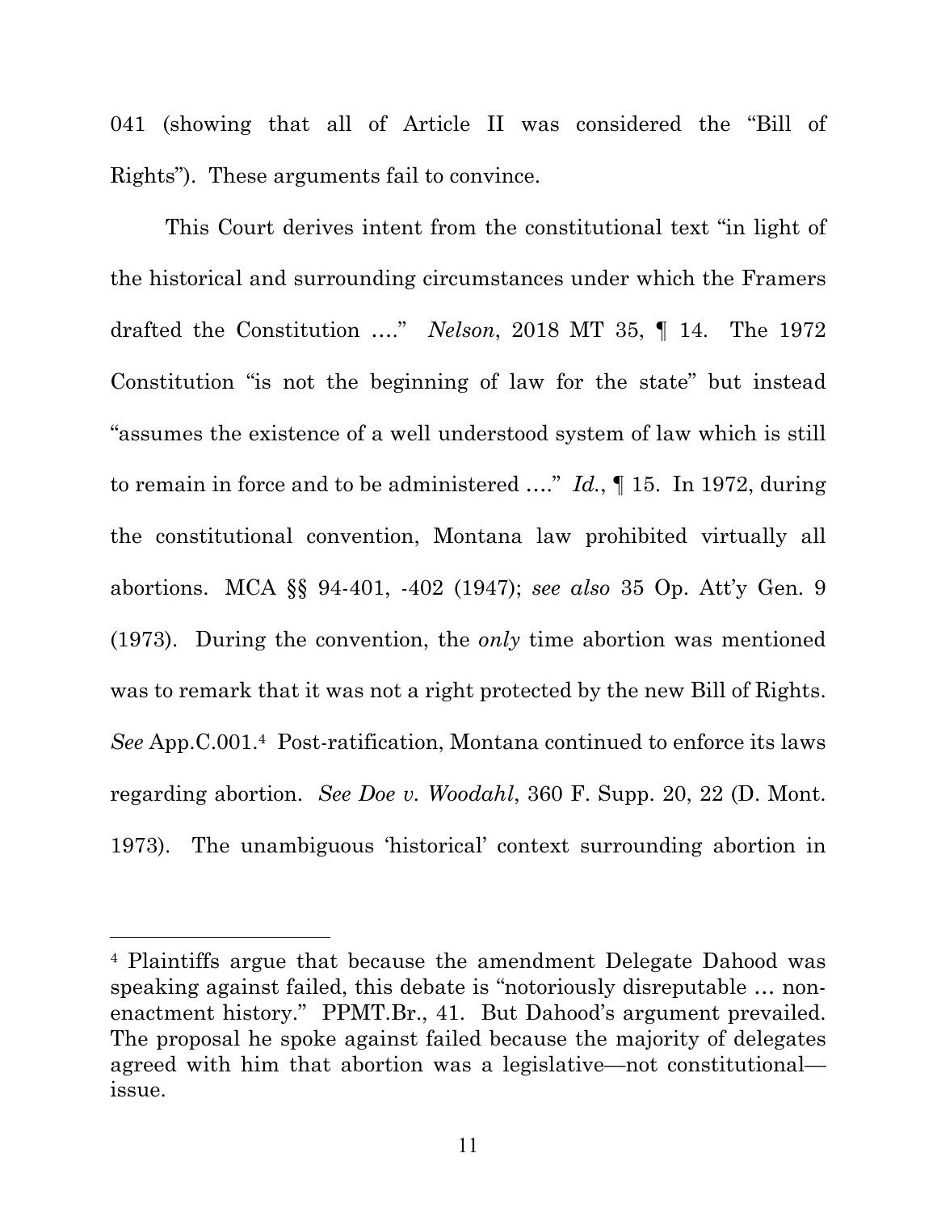041 (showing that all of Article II was considered the "Bill of Rights"). These arguments fail to convince.

This Court derives intent from the constitutional text "in light of the historical and surrounding circumstances under which the Framers drafted the Constitution …." *Nelson*, 2018 MT 35, ¶ 14. The 1972 Constitution "is not the beginning of law for the state" but instead "assumes the existence of a well understood system of law which is still to remain in force and to be administered …." *Id.*, ¶ 15. In 1972, during the constitutional convention, Montana law prohibited virtually all abortions. MCA §§ 94-401, -402 (1947); *see also* 35 Op. Att'y Gen. 9 (1973). During the convention, the *only* time abortion was mentioned was to remark that it was not a right protected by the new Bill of Rights. *See* App.C.001.[4] Post-ratification, Montana continued to enforce its laws regarding abortion. *See Doe v. Woodahl*, 360 F. Supp. 20, 22 (D. Mont. 1973). The unambiguous 'historical' context surrounding abortion in

---

[4] Plaintiffs argue that because the amendment Delegate Dahood was speaking against failed, this debate is "notoriously disreputable … non-enactment history." PPMT.Br., 41. But Dahood's argument prevailed. The proposal he spoke against failed because the majority of delegates agreed with him that abortion was a legislative—not constitutional—issue.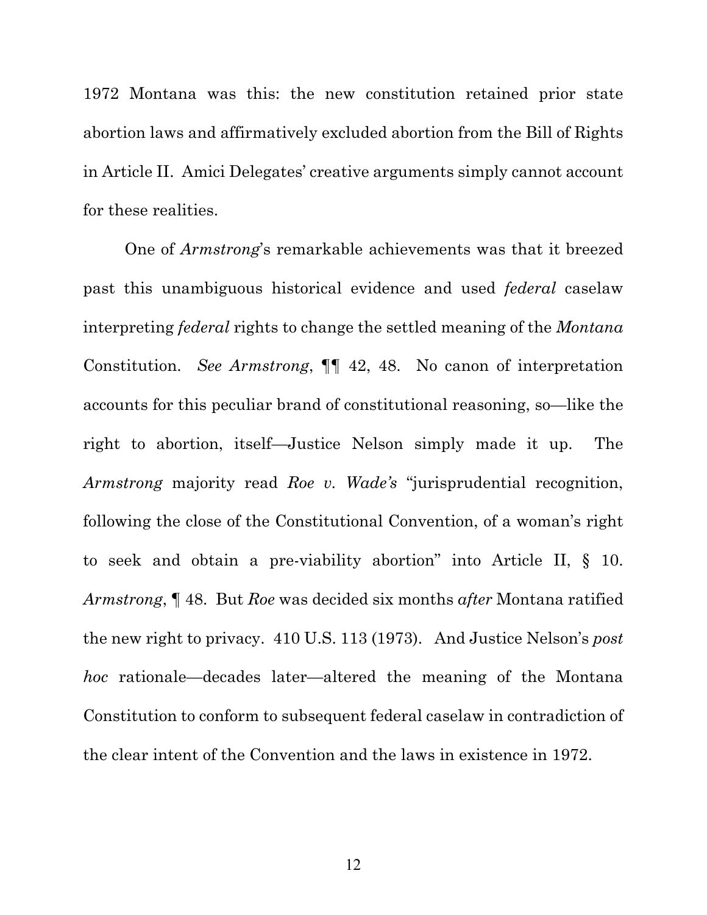1972 Montana was this: the new constitution retained prior state abortion laws and affirmatively excluded abortion from the Bill of Rights in Article II. Amici Delegates' creative arguments simply cannot account for these realities.

One of *Armstrong*'s remarkable achievements was that it breezed past this unambiguous historical evidence and used *federal* caselaw interpreting *federal* rights to change the settled meaning of the *Montana* Constitution. *See Armstrong*, ¶¶ 42, 48. No canon of interpretation accounts for this peculiar brand of constitutional reasoning, so—like the right to abortion, itself—Justice Nelson simply made it up. The *Armstrong* majority read *Roe v. Wade's* "jurisprudential recognition, following the close of the Constitutional Convention, of a woman's right to seek and obtain a pre-viability abortion" into Article II, § 10. *Armstrong*, ¶ 48. But *Roe* was decided six months *after* Montana ratified the new right to privacy. 410 U.S. 113 (1973). And Justice Nelson's *post hoc* rationale—decades later—altered the meaning of the Montana Constitution to conform to subsequent federal caselaw in contradiction of the clear intent of the Convention and the laws in existence in 1972.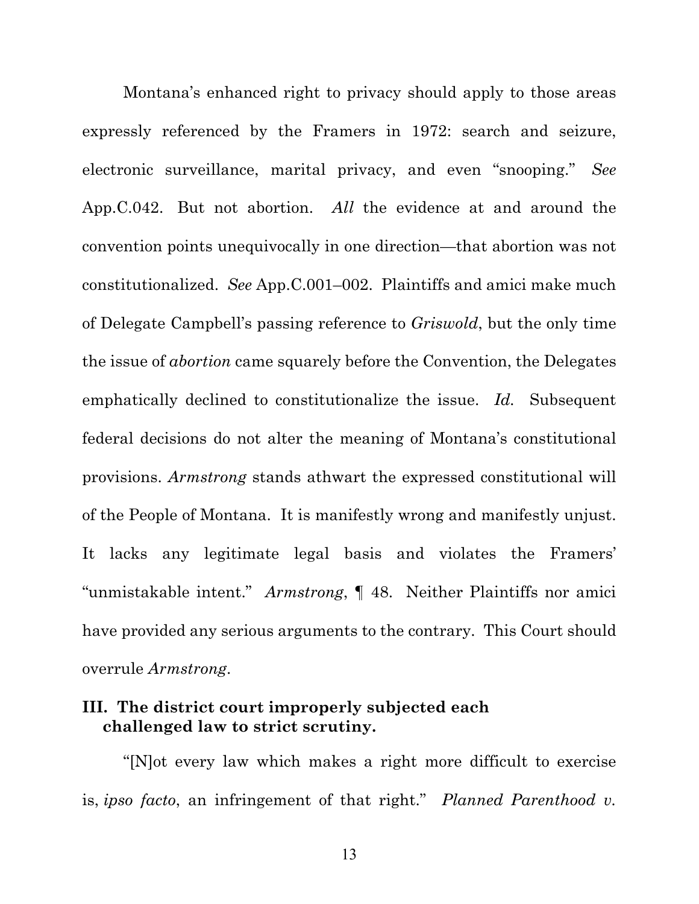Montana's enhanced right to privacy should apply to those areas expressly referenced by the Framers in 1972: search and seizure, electronic surveillance, marital privacy, and even "snooping." *See* App.C.042. But not abortion. *All* the evidence at and around the convention points unequivocally in one direction—that abortion was not constitutionalized. *See* App.C.001–002. Plaintiffs and amici make much of Delegate Campbell's passing reference to *Griswold*, but the only time the issue of *abortion* came squarely before the Convention, the Delegates emphatically declined to constitutionalize the issue. *Id.* Subsequent federal decisions do not alter the meaning of Montana's constitutional provisions. *Armstrong* stands athwart the expressed constitutional will of the People of Montana. It is manifestly wrong and manifestly unjust. It lacks any legitimate legal basis and violates the Framers' "unmistakable intent." *Armstrong*, ¶ 48. Neither Plaintiffs nor amici have provided any serious arguments to the contrary. This Court should overrule *Armstrong*.

## III. The district court improperly subjected each challenged law to strict scrutiny.

"[N]ot every law which makes a right more difficult to exercise is, *ipso facto*, an infringement of that right." *Planned Parenthood v.*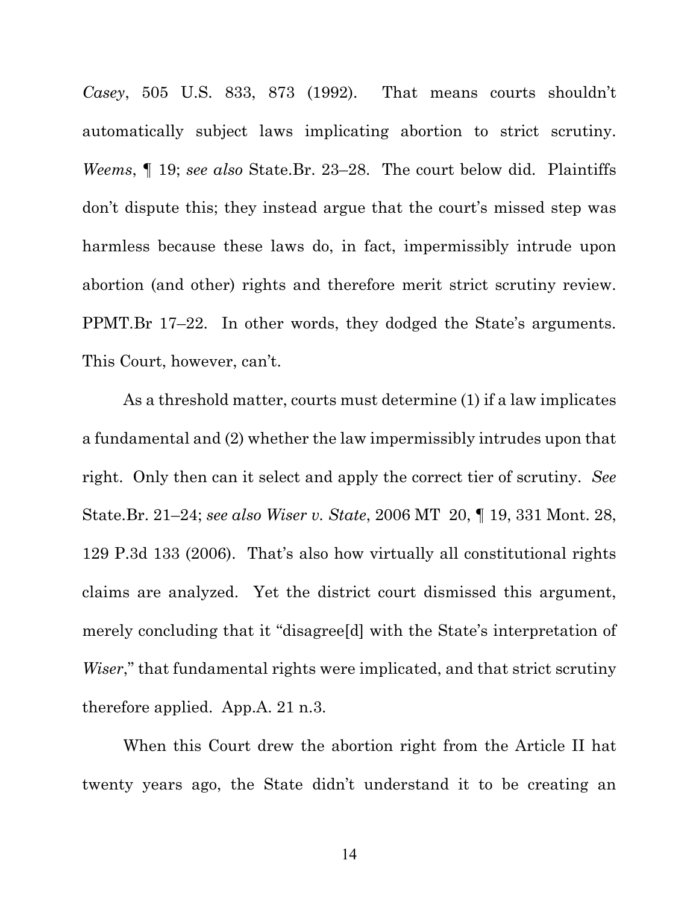*Casey*, 505 U.S. 833, 873 (1992). That means courts shouldn't automatically subject laws implicating abortion to strict scrutiny. *Weems*, ¶ 19; *see also* State.Br. 23–28. The court below did. Plaintiffs don't dispute this; they instead argue that the court's missed step was harmless because these laws do, in fact, impermissibly intrude upon abortion (and other) rights and therefore merit strict scrutiny review. PPMT.Br 17–22. In other words, they dodged the State's arguments. This Court, however, can't.

As a threshold matter, courts must determine (1) if a law implicates a fundamental and (2) whether the law impermissibly intrudes upon that right. Only then can it select and apply the correct tier of scrutiny. *See* State.Br. 21–24; *see also Wiser v. State*, 2006 MT 20, ¶ 19, 331 Mont. 28, 129 P.3d 133 (2006). That's also how virtually all constitutional rights claims are analyzed. Yet the district court dismissed this argument, merely concluding that it "disagree[d] with the State's interpretation of *Wiser*," that fundamental rights were implicated, and that strict scrutiny therefore applied. App.A. 21 n.3.

When this Court drew the abortion right from the Article II hat twenty years ago, the State didn't understand it to be creating an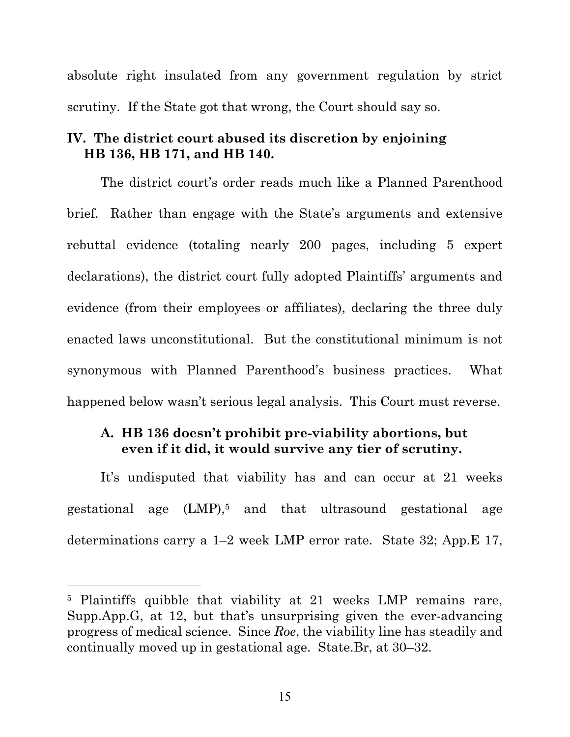absolute right insulated from any government regulation by strict scrutiny. If the State got that wrong, the Court should say so.

## IV. The district court abused its discretion by enjoining HB 136, HB 171, and HB 140.

The district court's order reads much like a Planned Parenthood brief. Rather than engage with the State's arguments and extensive rebuttal evidence (totaling nearly 200 pages, including 5 expert declarations), the district court fully adopted Plaintiffs' arguments and evidence (from their employees or affiliates), declaring the three duly enacted laws unconstitutional. But the constitutional minimum is not synonymous with Planned Parenthood's business practices. What happened below wasn't serious legal analysis. This Court must reverse.

### A. HB 136 doesn't prohibit pre-viability abortions, but even if it did, it would survive any tier of scrutiny.

It's undisputed that viability has and can occur at 21 weeks gestational age (LMP),[5] and that ultrasound gestational age determinations carry a 1–2 week LMP error rate. State 32; App.E 17,

---

[5] Plaintiffs quibble that viability at 21 weeks LMP remains rare, Supp.App.G, at 12, but that's unsurprising given the ever-advancing progress of medical science. Since *Roe*, the viability line has steadily and continually moved up in gestational age. State.Br, at 30–32.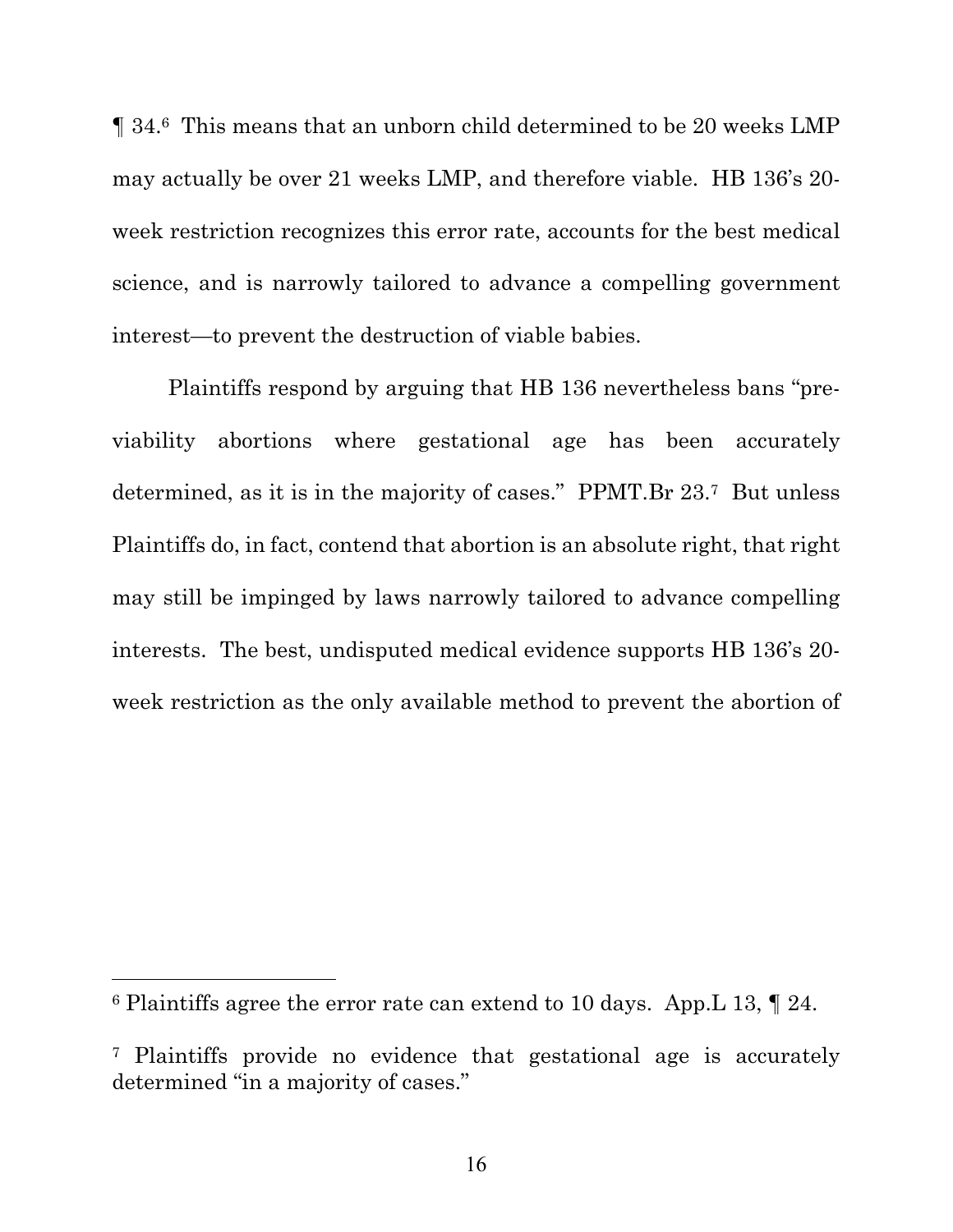¶ 34.[6] This means that an unborn child determined to be 20 weeks LMP may actually be over 21 weeks LMP, and therefore viable. HB 136's 20-week restriction recognizes this error rate, accounts for the best medical science, and is narrowly tailored to advance a compelling government interest—to prevent the destruction of viable babies.

Plaintiffs respond by arguing that HB 136 nevertheless bans "pre-viability abortions where gestational age has been accurately determined, as it is in the majority of cases." PPMT.Br 23.[7] But unless Plaintiffs do, in fact, contend that abortion is an absolute right, that right may still be impinged by laws narrowly tailored to advance compelling interests. The best, undisputed medical evidence supports HB 136's 20-week restriction as the only available method to prevent the abortion of

---

[6] Plaintiffs agree the error rate can extend to 10 days. App.L 13, ¶ 24.

[7] Plaintiffs provide no evidence that gestational age is accurately determined "in a majority of cases."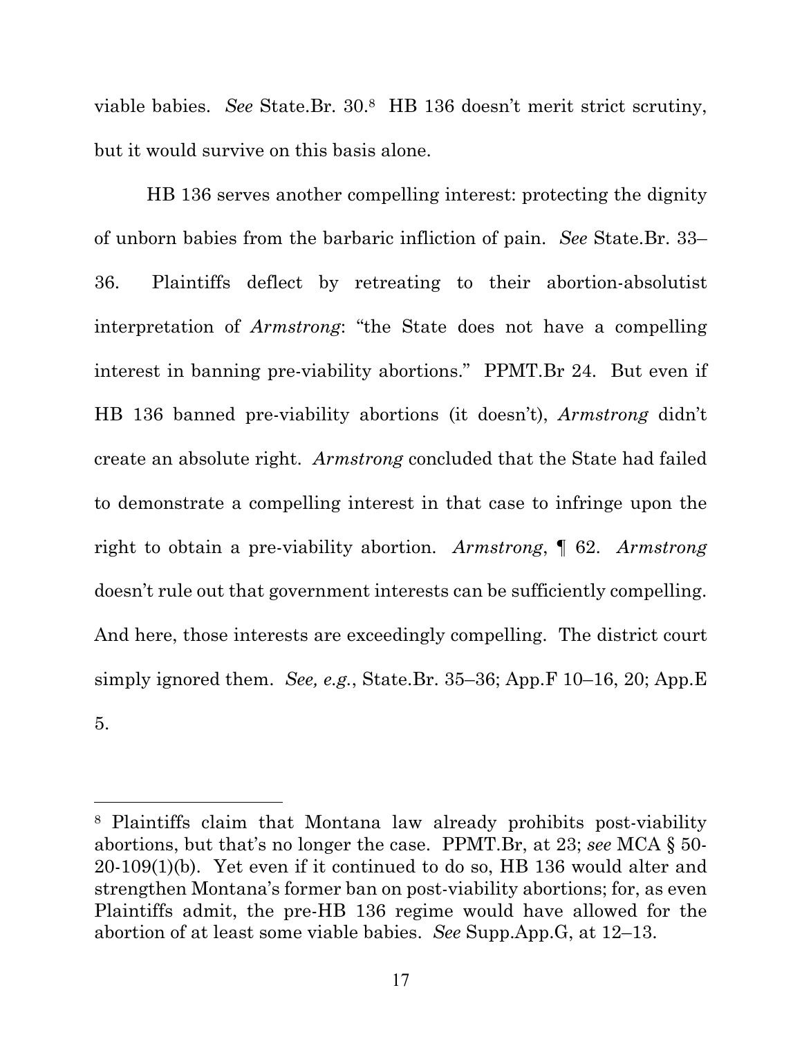viable babies. *See* State.Br. 30.[8] HB 136 doesn't merit strict scrutiny, but it would survive on this basis alone.

HB 136 serves another compelling interest: protecting the dignity of unborn babies from the barbaric infliction of pain. *See* State.Br. 33–36. Plaintiffs deflect by retreating to their abortion-absolutist interpretation of *Armstrong*: "the State does not have a compelling interest in banning pre-viability abortions." PPMT.Br 24. But even if HB 136 banned pre-viability abortions (it doesn't), *Armstrong* didn't create an absolute right. *Armstrong* concluded that the State had failed to demonstrate a compelling interest in that case to infringe upon the right to obtain a pre-viability abortion. *Armstrong*, ¶ 62. *Armstrong* doesn't rule out that government interests can be sufficiently compelling. And here, those interests are exceedingly compelling. The district court simply ignored them. *See, e.g.*, State.Br. 35–36; App.F 10–16, 20; App.E 5.

---

[8] Plaintiffs claim that Montana law already prohibits post-viability abortions, but that's no longer the case. PPMT.Br, at 23; *see* MCA § 50-20-109(1)(b). Yet even if it continued to do so, HB 136 would alter and strengthen Montana's former ban on post-viability abortions; for, as even Plaintiffs admit, the pre-HB 136 regime would have allowed for the abortion of at least some viable babies. *See* Supp.App.G, at 12–13.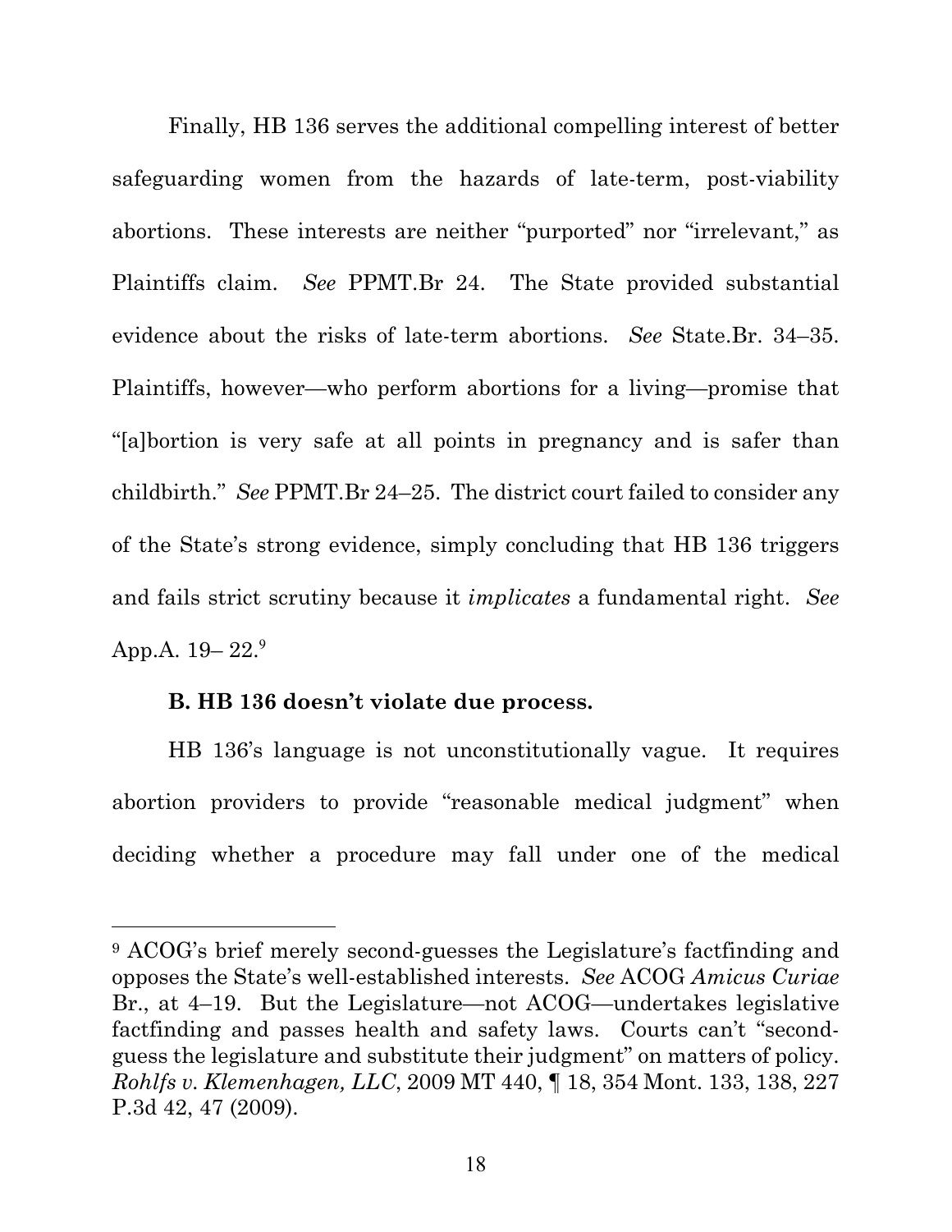Finally, HB 136 serves the additional compelling interest of better safeguarding women from the hazards of late-term, post-viability abortions. These interests are neither "purported" nor "irrelevant," as Plaintiffs claim. *See* PPMT.Br 24. The State provided substantial evidence about the risks of late-term abortions. *See* State.Br. 34–35. Plaintiffs, however—who perform abortions for a living—promise that "[a]bortion is very safe at all points in pregnancy and is safer than childbirth." *See* PPMT.Br 24–25. The district court failed to consider any of the State's strong evidence, simply concluding that HB 136 triggers and fails strict scrutiny because it *implicates* a fundamental right. *See* App.A. 19– 22.[9]

### B. HB 136 doesn't violate due process.

HB 136's language is not unconstitutionally vague. It requires abortion providers to provide "reasonable medical judgment" when deciding whether a procedure may fall under one of the medical

[9] ACOG's brief merely second-guesses the Legislature's factfinding and opposes the State's well-established interests. *See* ACOG *Amicus Curiae* Br., at 4–19. But the Legislature—not ACOG—undertakes legislative factfinding and passes health and safety laws. Courts can't "second-guess the legislature and substitute their judgment" on matters of policy. *Rohlfs v. Klemenhagen, LLC*, 2009 MT 440, ¶ 18, 354 Mont. 133, 138, 227 P.3d 42, 47 (2009).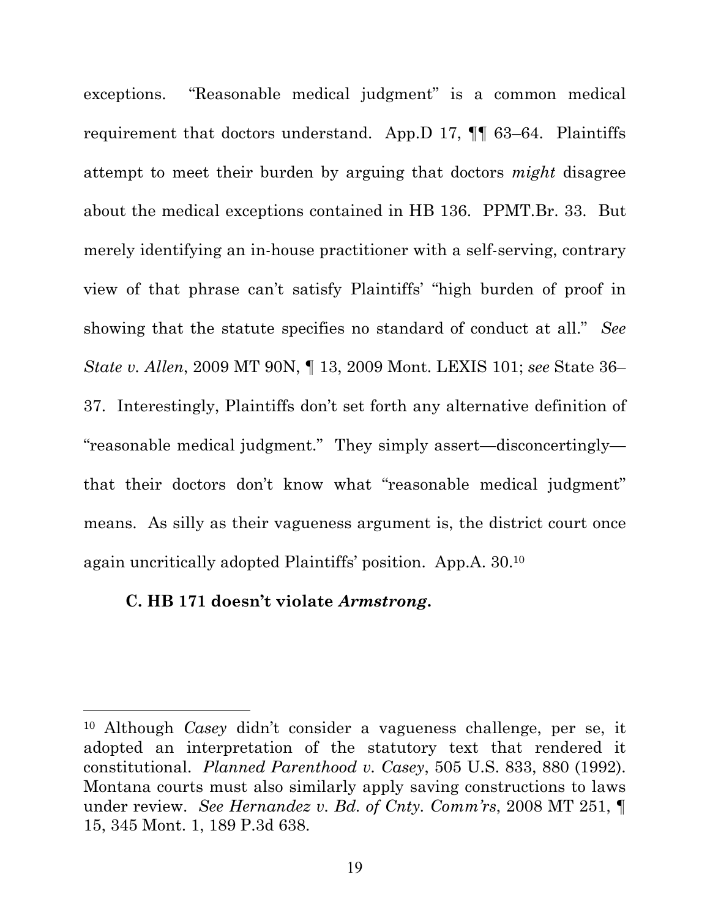exceptions. "Reasonable medical judgment" is a common medical requirement that doctors understand. App.D 17, ¶¶ 63–64. Plaintiffs attempt to meet their burden by arguing that doctors *might* disagree about the medical exceptions contained in HB 136. PPMT.Br. 33. But merely identifying an in-house practitioner with a self-serving, contrary view of that phrase can't satisfy Plaintiffs' "high burden of proof in showing that the statute specifies no standard of conduct at all." *See State v. Allen*, 2009 MT 90N, ¶ 13, 2009 Mont. LEXIS 101; *see* State 36–37. Interestingly, Plaintiffs don't set forth any alternative definition of "reasonable medical judgment." They simply assert—disconcertingly—that their doctors don't know what "reasonable medical judgment" means. As silly as their vagueness argument is, the district court once again uncritically adopted Plaintiffs' position. App.A. 30.[10]

### C. HB 171 doesn't violate *Armstrong*.

[10] Although *Casey* didn't consider a vagueness challenge, per se, it adopted an interpretation of the statutory text that rendered it constitutional. *Planned Parenthood v. Casey*, 505 U.S. 833, 880 (1992). Montana courts must also similarly apply saving constructions to laws under review. *See Hernandez v. Bd. of Cnty. Comm'rs*, 2008 MT 251, ¶ 15, 345 Mont. 1, 189 P.3d 638.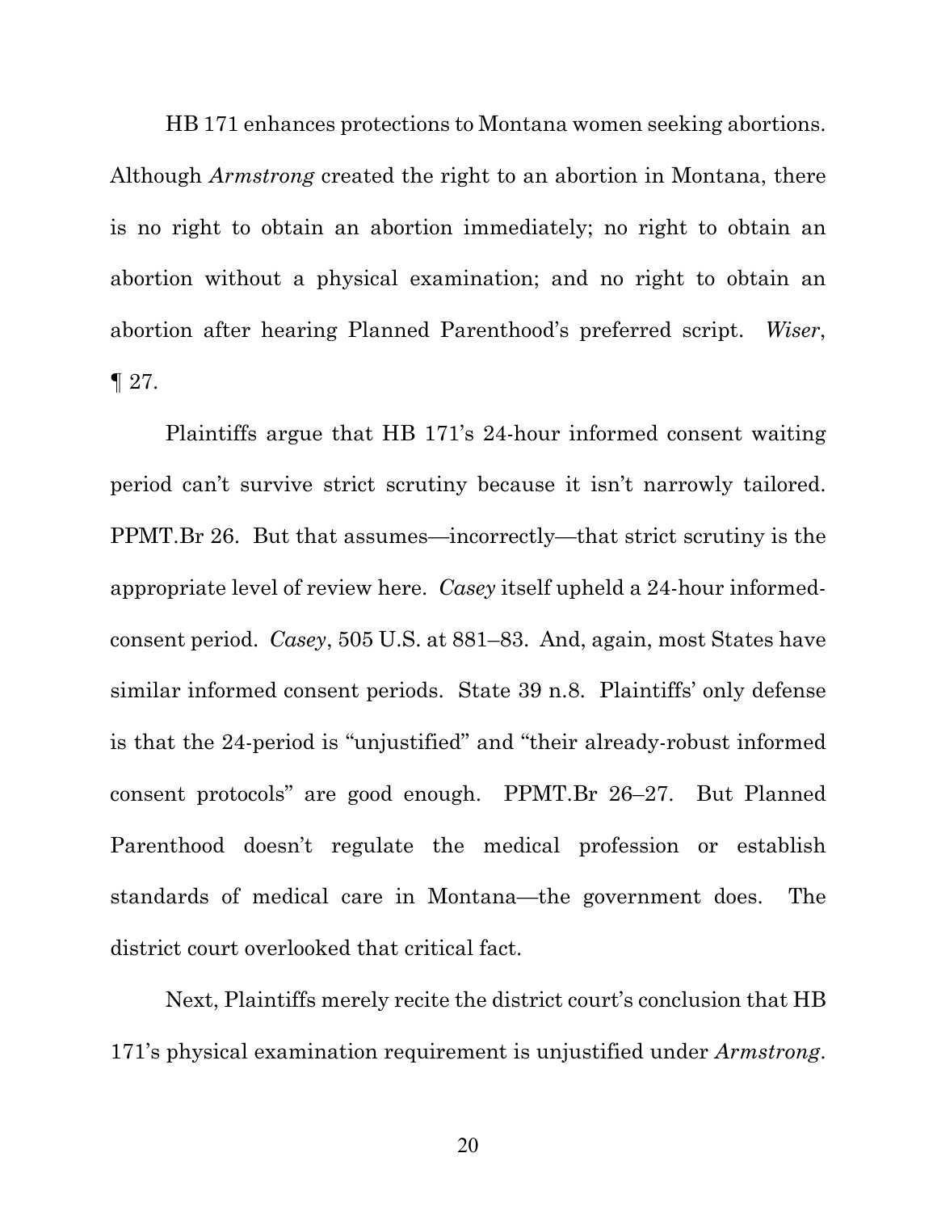HB 171 enhances protections to Montana women seeking abortions. Although *Armstrong* created the right to an abortion in Montana, there is no right to obtain an abortion immediately; no right to obtain an abortion without a physical examination; and no right to obtain an abortion after hearing Planned Parenthood's preferred script. *Wiser*, ¶ 27.

Plaintiffs argue that HB 171's 24-hour informed consent waiting period can't survive strict scrutiny because it isn't narrowly tailored. PPMT.Br 26. But that assumes—incorrectly—that strict scrutiny is the appropriate level of review here. *Casey* itself upheld a 24-hour informed-consent period. *Casey*, 505 U.S. at 881–83. And, again, most States have similar informed consent periods. State 39 n.8. Plaintiffs' only defense is that the 24-period is "unjustified" and "their already-robust informed consent protocols" are good enough. PPMT.Br 26–27. But Planned Parenthood doesn't regulate the medical profession or establish standards of medical care in Montana—the government does. The district court overlooked that critical fact.

Next, Plaintiffs merely recite the district court's conclusion that HB 171's physical examination requirement is unjustified under *Armstrong*.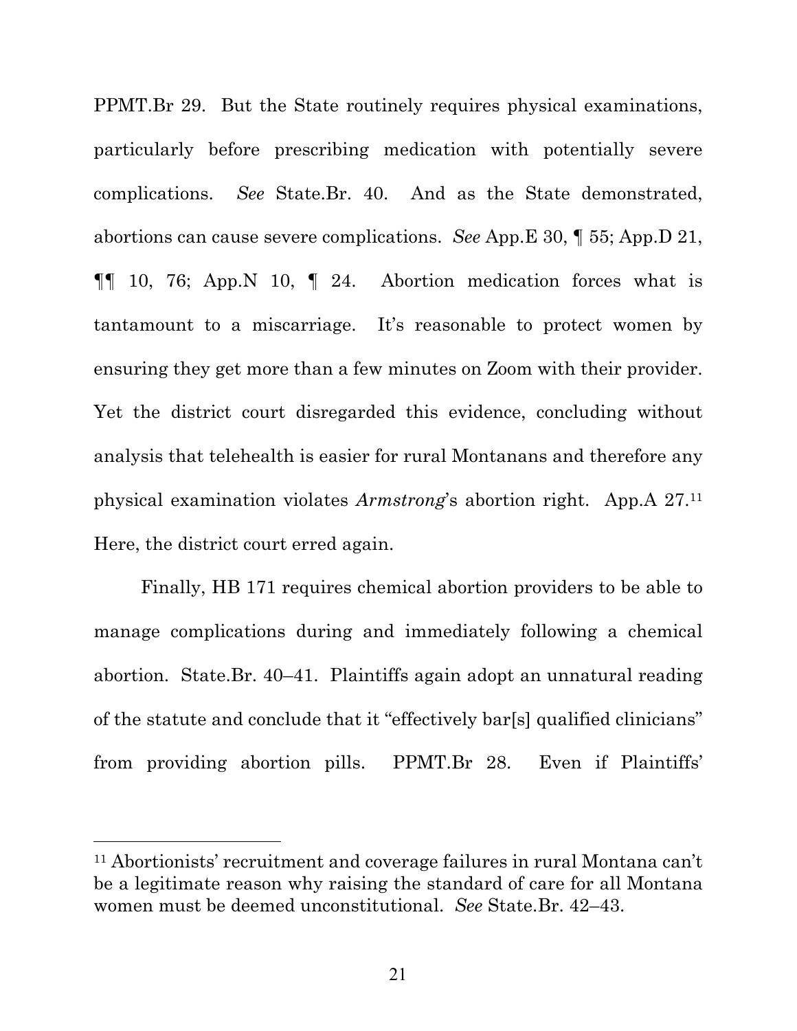PPMT.Br 29. But the State routinely requires physical examinations, particularly before prescribing medication with potentially severe complications. *See* State.Br. 40. And as the State demonstrated, abortions can cause severe complications. *See* App.E 30, ¶ 55; App.D 21, ¶¶ 10, 76; App.N 10, ¶ 24. Abortion medication forces what is tantamount to a miscarriage. It's reasonable to protect women by ensuring they get more than a few minutes on Zoom with their provider. Yet the district court disregarded this evidence, concluding without analysis that telehealth is easier for rural Montanans and therefore any physical examination violates *Armstrong*'s abortion right. App.A 27.[11] Here, the district court erred again.

Finally, HB 171 requires chemical abortion providers to be able to manage complications during and immediately following a chemical abortion. State.Br. 40–41. Plaintiffs again adopt an unnatural reading of the statute and conclude that it "effectively bar[s] qualified clinicians" from providing abortion pills. PPMT.Br 28. Even if Plaintiffs'

---

[11] Abortionists' recruitment and coverage failures in rural Montana can't be a legitimate reason why raising the standard of care for all Montana women must be deemed unconstitutional. *See* State.Br. 42–43.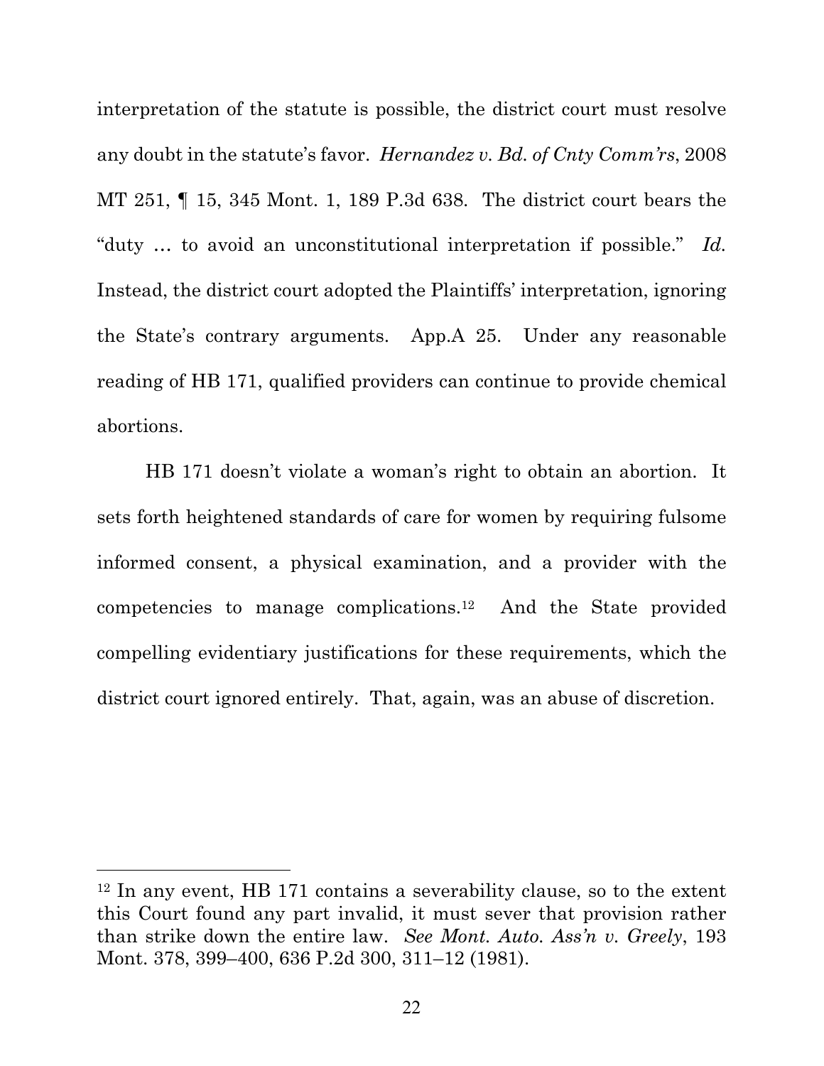interpretation of the statute is possible, the district court must resolve any doubt in the statute's favor. *Hernandez v. Bd. of Cnty Comm'rs*, 2008 MT 251, ¶ 15, 345 Mont. 1, 189 P.3d 638. The district court bears the "duty … to avoid an unconstitutional interpretation if possible." *Id.* Instead, the district court adopted the Plaintiffs' interpretation, ignoring the State's contrary arguments. App.A 25. Under any reasonable reading of HB 171, qualified providers can continue to provide chemical abortions.

HB 171 doesn't violate a woman's right to obtain an abortion. It sets forth heightened standards of care for women by requiring fulsome informed consent, a physical examination, and a provider with the competencies to manage complications.[12] And the State provided compelling evidentiary justifications for these requirements, which the district court ignored entirely. That, again, was an abuse of discretion.

---

[12] In any event, HB 171 contains a severability clause, so to the extent this Court found any part invalid, it must sever that provision rather than strike down the entire law. *See Mont. Auto. Ass'n v. Greely*, 193 Mont. 378, 399–400, 636 P.2d 300, 311–12 (1981).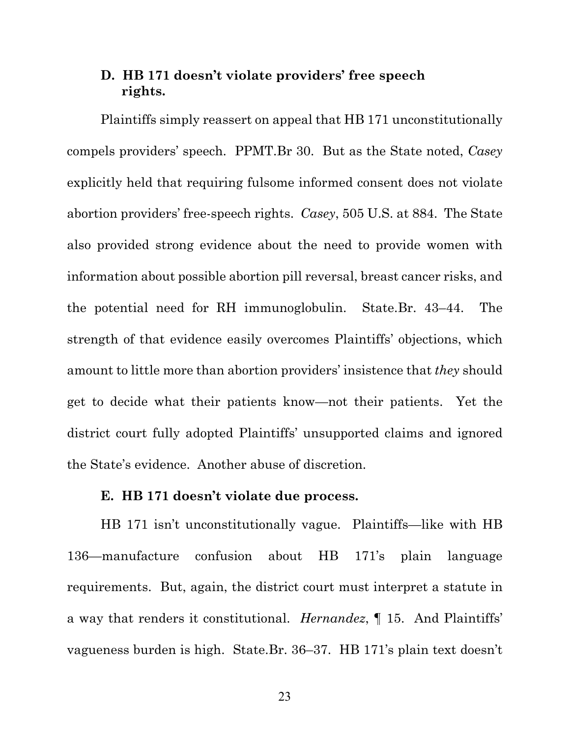### D. HB 171 doesn't violate providers' free speech rights.

Plaintiffs simply reassert on appeal that HB 171 unconstitutionally compels providers' speech. PPMT.Br 30. But as the State noted, *Casey* explicitly held that requiring fulsome informed consent does not violate abortion providers' free-speech rights. *Casey*, 505 U.S. at 884. The State also provided strong evidence about the need to provide women with information about possible abortion pill reversal, breast cancer risks, and the potential need for RH immunoglobulin. State.Br. 43–44. The strength of that evidence easily overcomes Plaintiffs' objections, which amount to little more than abortion providers' insistence that *they* should get to decide what their patients know—not their patients. Yet the district court fully adopted Plaintiffs' unsupported claims and ignored the State's evidence. Another abuse of discretion.

### E. HB 171 doesn't violate due process.

HB 171 isn't unconstitutionally vague. Plaintiffs—like with HB 136—manufacture confusion about HB 171's plain language requirements. But, again, the district court must interpret a statute in a way that renders it constitutional. *Hernandez*, ¶ 15. And Plaintiffs' vagueness burden is high. State.Br. 36–37. HB 171's plain text doesn't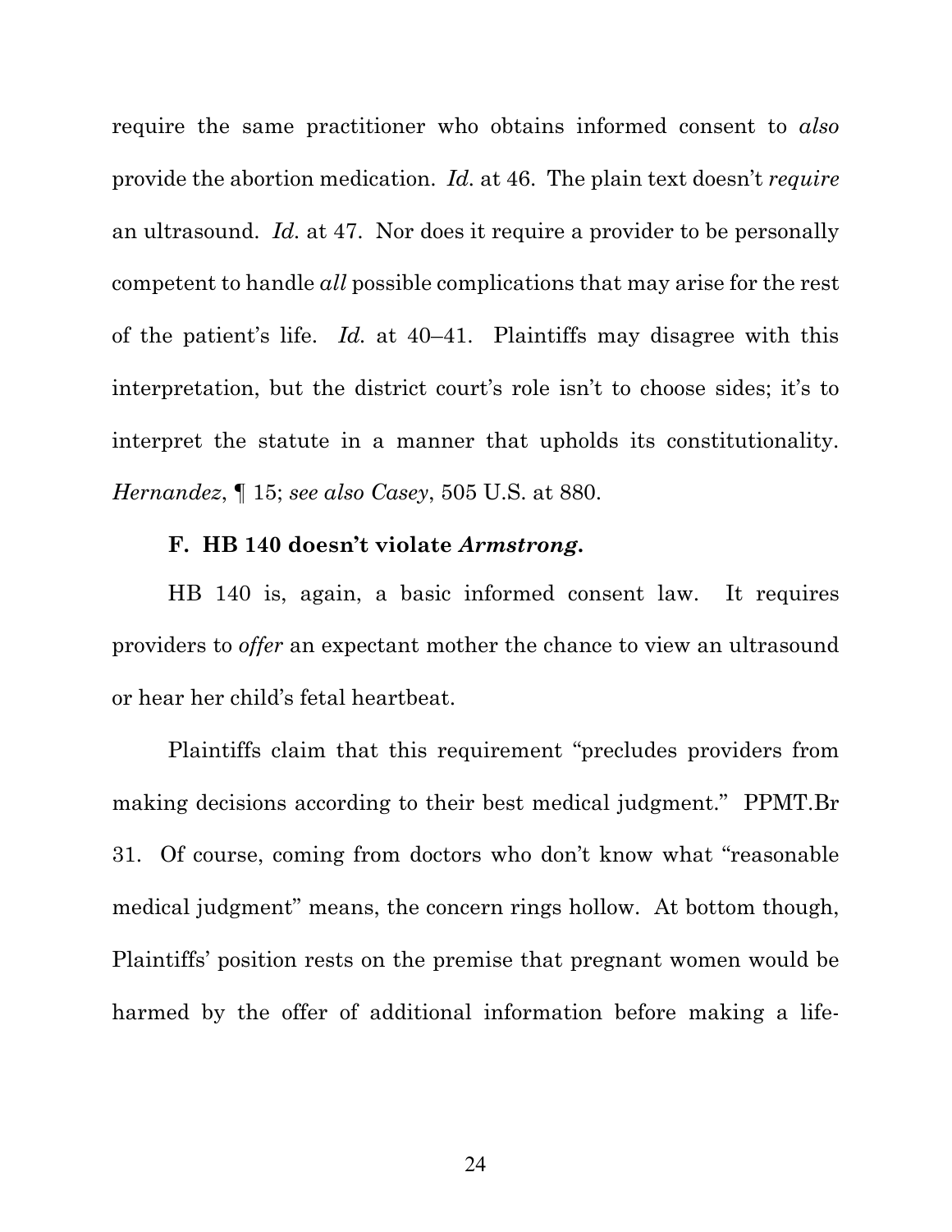require the same practitioner who obtains informed consent to *also* provide the abortion medication. *Id.* at 46. The plain text doesn't *require* an ultrasound. *Id.* at 47. Nor does it require a provider to be personally competent to handle *all* possible complications that may arise for the rest of the patient's life. *Id.* at 40–41. Plaintiffs may disagree with this interpretation, but the district court's role isn't to choose sides; it's to interpret the statute in a manner that upholds its constitutionality. *Hernandez*, ¶ 15; *see also Casey*, 505 U.S. at 880.

### F. HB 140 doesn't violate *Armstrong*.

HB 140 is, again, a basic informed consent law. It requires providers to *offer* an expectant mother the chance to view an ultrasound or hear her child's fetal heartbeat.

Plaintiffs claim that this requirement "precludes providers from making decisions according to their best medical judgment." PPMT.Br 31. Of course, coming from doctors who don't know what "reasonable medical judgment" means, the concern rings hollow. At bottom though, Plaintiffs' position rests on the premise that pregnant women would be harmed by the offer of additional information before making a life-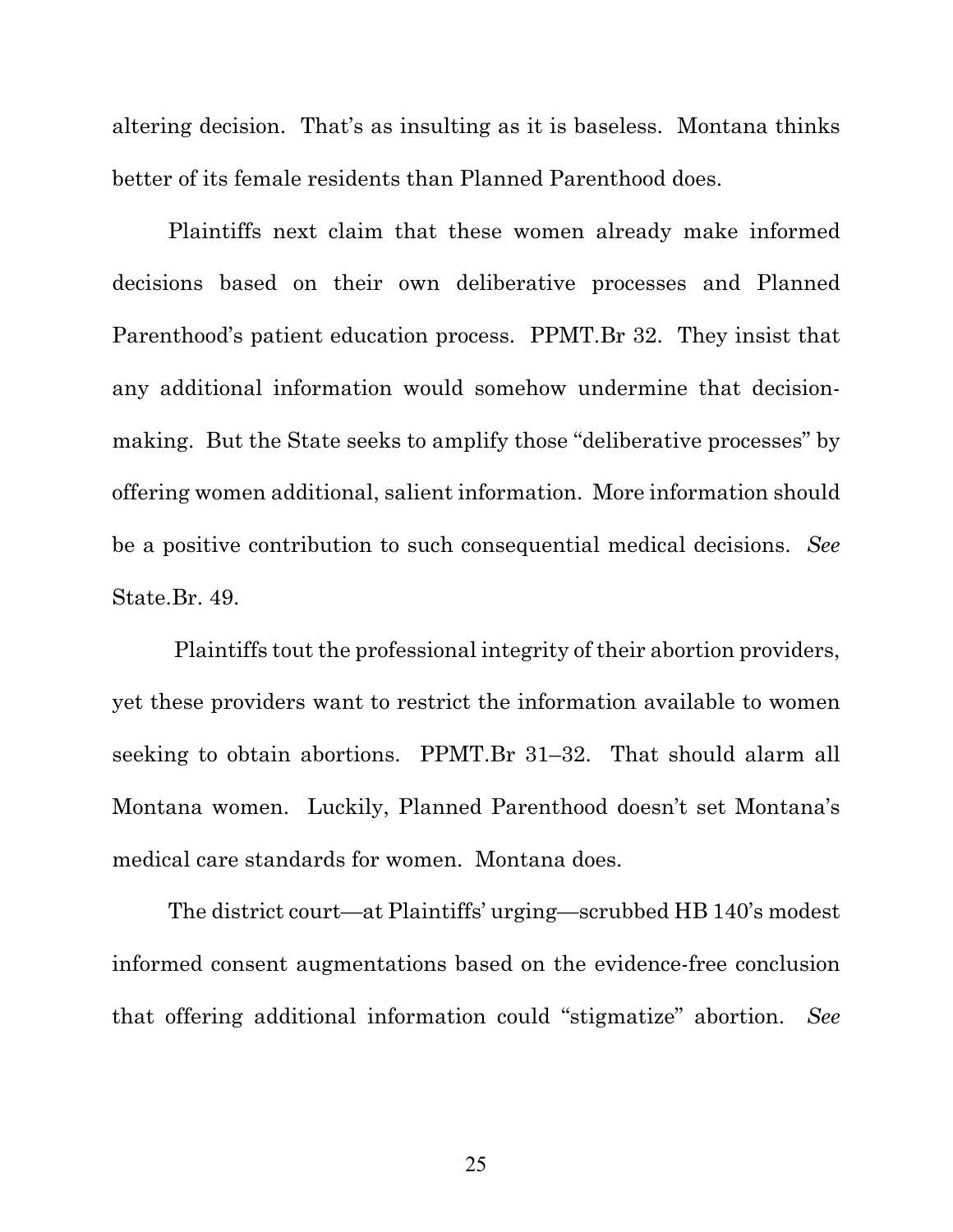altering decision. That's as insulting as it is baseless. Montana thinks better of its female residents than Planned Parenthood does.

Plaintiffs next claim that these women already make informed decisions based on their own deliberative processes and Planned Parenthood's patient education process. PPMT.Br 32. They insist that any additional information would somehow undermine that decision-making. But the State seeks to amplify those "deliberative processes" by offering women additional, salient information. More information should be a positive contribution to such consequential medical decisions. *See* State.Br. 49.

Plaintiffs tout the professional integrity of their abortion providers, yet these providers want to restrict the information available to women seeking to obtain abortions. PPMT.Br 31–32. That should alarm all Montana women. Luckily, Planned Parenthood doesn't set Montana's medical care standards for women. Montana does.

The district court—at Plaintiffs' urging—scrubbed HB 140's modest informed consent augmentations based on the evidence-free conclusion that offering additional information could "stigmatize" abortion. *See*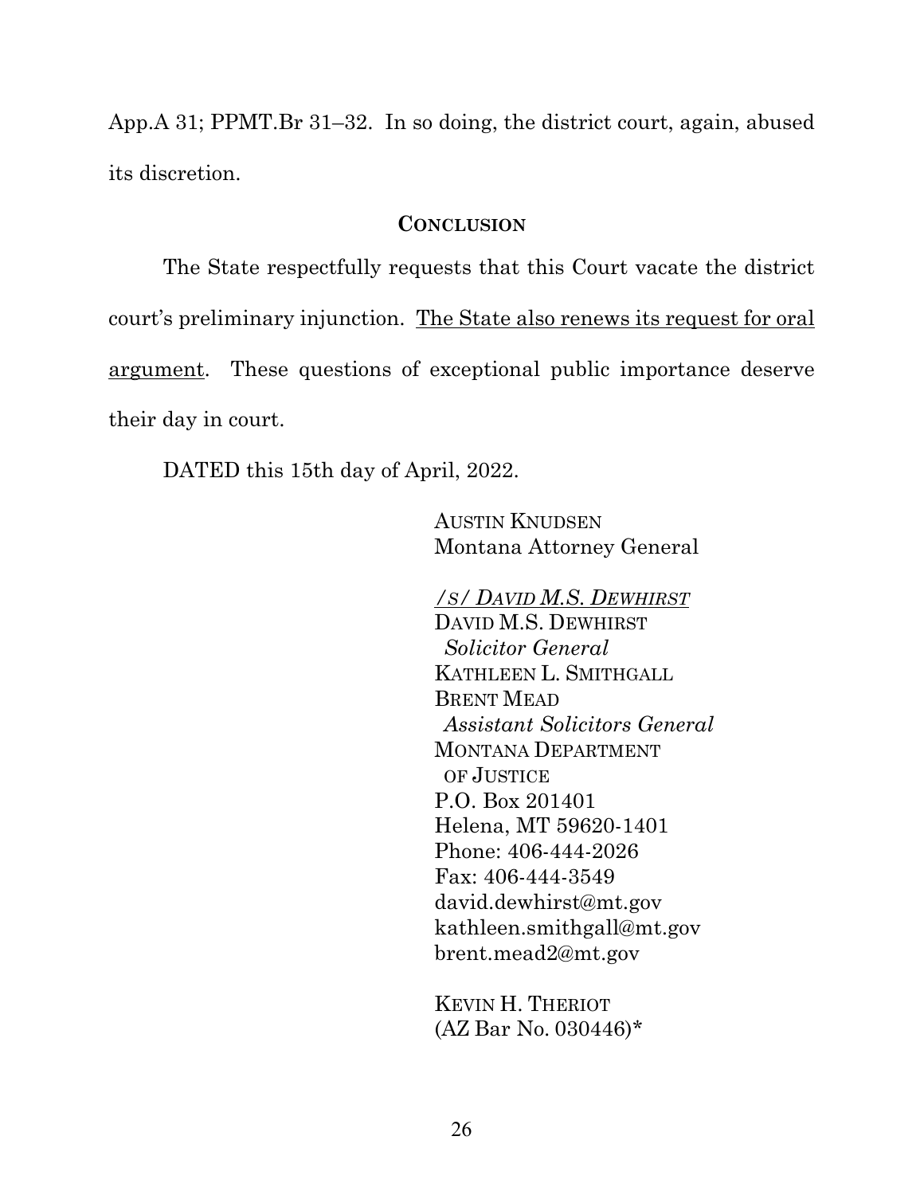App.A 31; PPMT.Br 31–32. In so doing, the district court, again, abused its discretion.

## CONCLUSION

The State respectfully requests that this Court vacate the district court's preliminary injunction. <u>The State also renews its request for oral argument</u>. These questions of exceptional public importance deserve their day in court.

DATED this 15th day of April, 2022.

AUSTIN KNUDSEN  
Montana Attorney General

*/S/ DAVID M.S. DEWHIRST*  
DAVID M.S. DEWHIRST  
*Solicitor General*  
KATHLEEN L. SMITHGALL  
BRENT MEAD  
*Assistant Solicitors General*  
MONTANA DEPARTMENT OF JUSTICE  
P.O. Box 201401  
Helena, MT 59620-1401  
Phone: 406-444-2026  
Fax: 406-444-3549  
david.dewhirst@mt.gov  
kathleen.smithgall@mt.gov  
brent.mead2@mt.gov

KEVIN H. THERIOT  
(AZ Bar No. 030446)*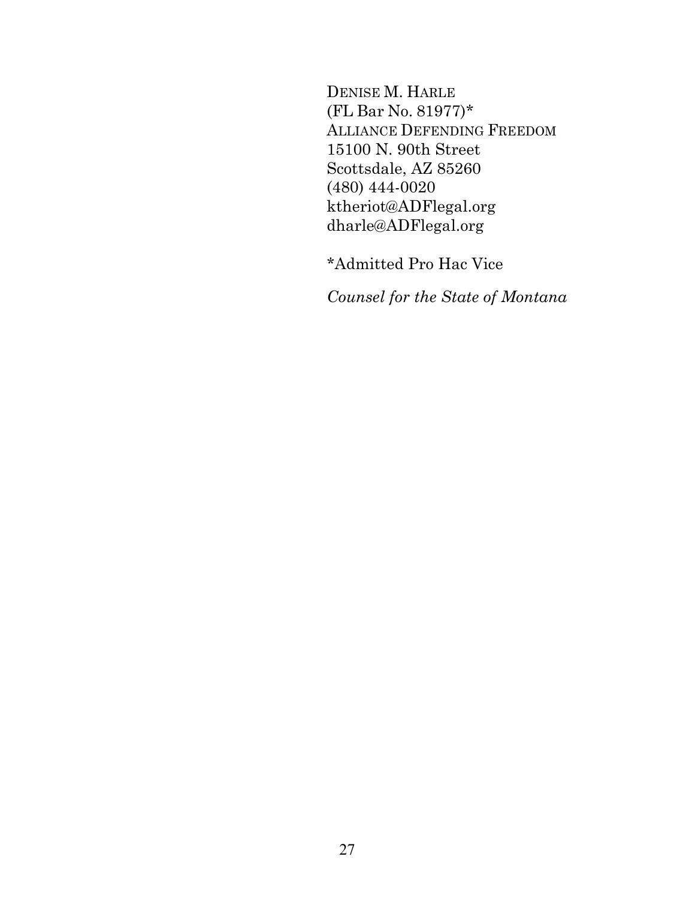DENISE M. HARLE
(FL Bar No. 81977)*
ALLIANCE DEFENDING FREEDOM
15100 N. 90th Street
Scottsdale, AZ 85260
(480) 444-0020
ktheriot@ADFlegal.org
dharle@ADFlegal.org

*Admitted Pro Hac Vice

*Counsel for the State of Montana*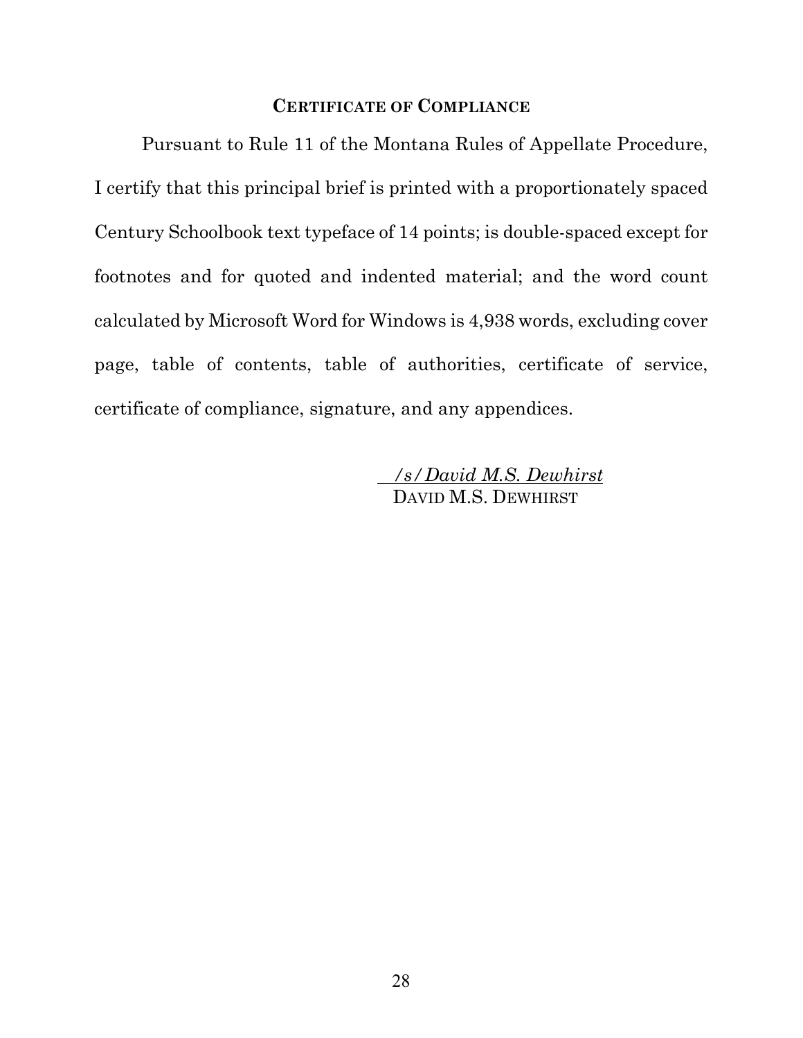## CERTIFICATE OF COMPLIANCE

Pursuant to Rule 11 of the Montana Rules of Appellate Procedure, I certify that this principal brief is printed with a proportionately spaced Century Schoolbook text typeface of 14 points; is double-spaced except for footnotes and for quoted and indented material; and the word count calculated by Microsoft Word for Windows is 4,938 words, excluding cover page, table of contents, table of authorities, certificate of service, certificate of compliance, signature, and any appendices.

*/s/ David M.S. Dewhirst*
DAVID M.S. DEWHIRST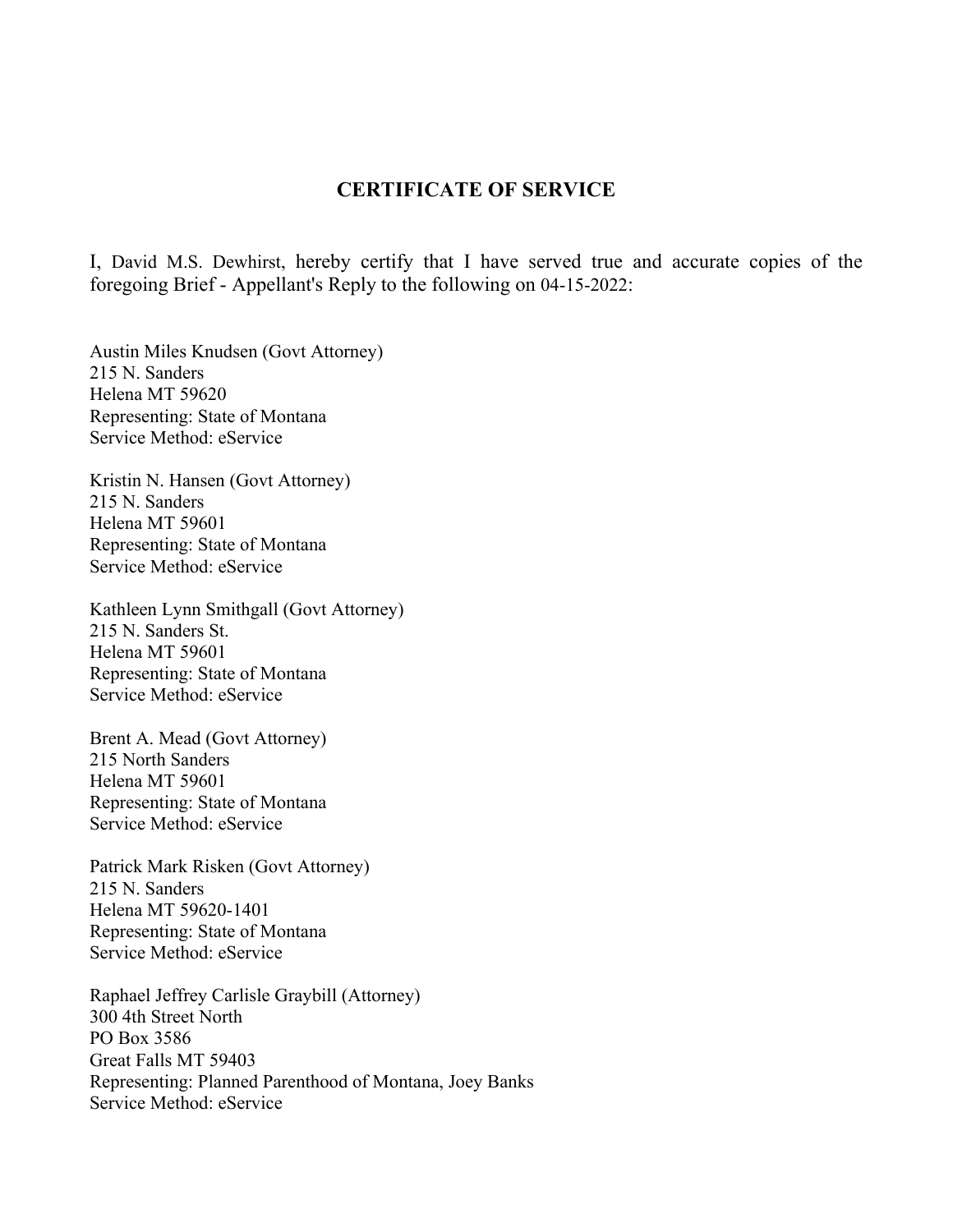## CERTIFICATE OF SERVICE

I, David M.S. Dewhirst, hereby certify that I have served true and accurate copies of the foregoing Brief - Appellant's Reply to the following on 04-15-2022:

Austin Miles Knudsen (Govt Attorney)
215 N. Sanders
Helena MT 59620
Representing: State of Montana
Service Method: eService

Kristin N. Hansen (Govt Attorney)
215 N. Sanders
Helena MT 59601
Representing: State of Montana
Service Method: eService

Kathleen Lynn Smithgall (Govt Attorney)
215 N. Sanders St.
Helena MT 59601
Representing: State of Montana
Service Method: eService

Brent A. Mead (Govt Attorney)
215 North Sanders
Helena MT 59601
Representing: State of Montana
Service Method: eService

Patrick Mark Risken (Govt Attorney)
215 N. Sanders
Helena MT 59620-1401
Representing: State of Montana
Service Method: eService

Raphael Jeffrey Carlisle Graybill (Attorney)
300 4th Street North
PO Box 3586
Great Falls MT 59403
Representing: Planned Parenthood of Montana, Joey Banks
Service Method: eService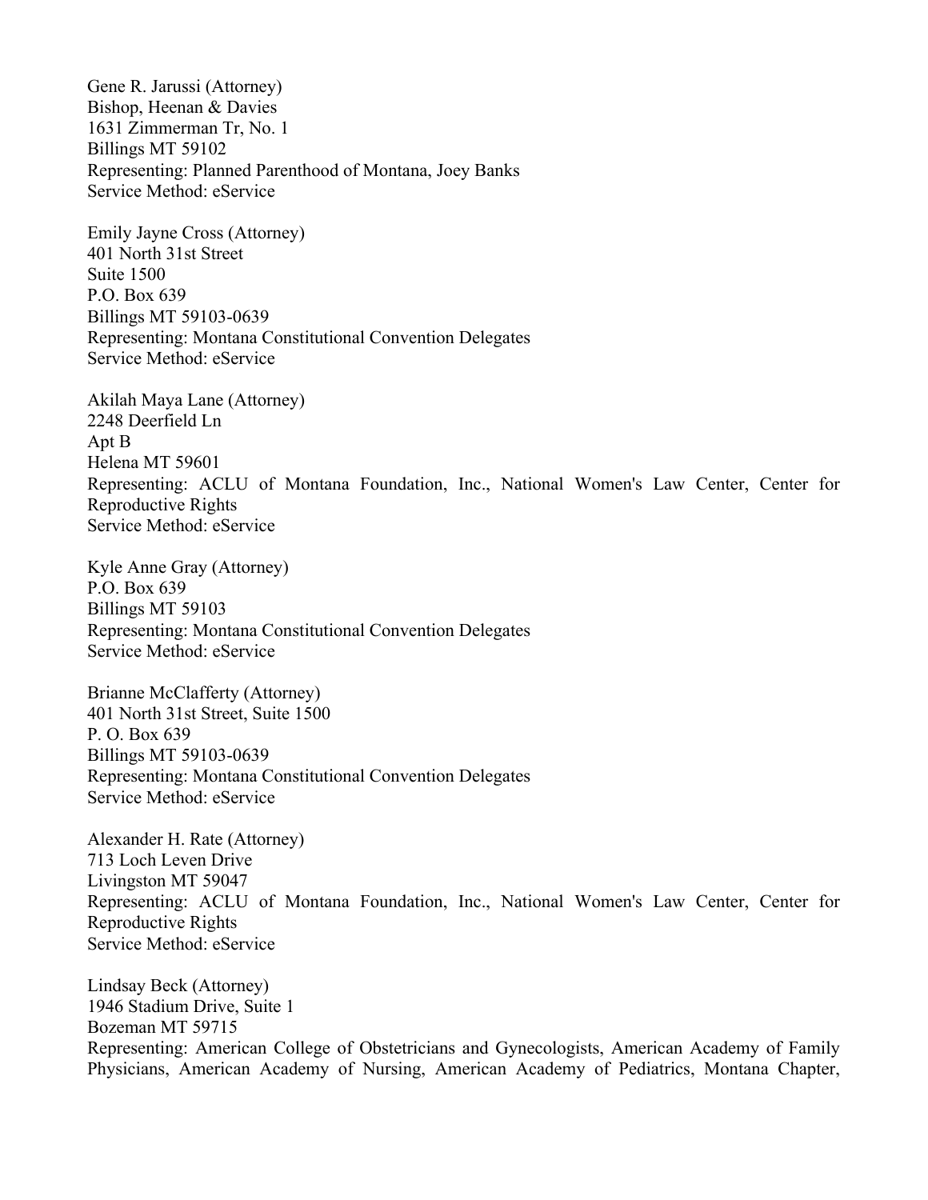Gene R. Jarussi (Attorney)
Bishop, Heenan & Davies
1631 Zimmerman Tr, No. 1
Billings MT 59102
Representing: Planned Parenthood of Montana, Joey Banks
Service Method: eService

Emily Jayne Cross (Attorney)
401 North 31st Street
Suite 1500
P.O. Box 639
Billings MT 59103-0639
Representing: Montana Constitutional Convention Delegates
Service Method: eService

Akilah Maya Lane (Attorney)
2248 Deerfield Ln
Apt B
Helena MT 59601
Representing: ACLU of Montana Foundation, Inc., National Women's Law Center, Center for Reproductive Rights
Service Method: eService

Kyle Anne Gray (Attorney)
P.O. Box 639
Billings MT 59103
Representing: Montana Constitutional Convention Delegates
Service Method: eService

Brianne McClafferty (Attorney)
401 North 31st Street, Suite 1500
P. O. Box 639
Billings MT 59103-0639
Representing: Montana Constitutional Convention Delegates
Service Method: eService

Alexander H. Rate (Attorney)
713 Loch Leven Drive
Livingston MT 59047
Representing: ACLU of Montana Foundation, Inc., National Women's Law Center, Center for Reproductive Rights
Service Method: eService

Lindsay Beck (Attorney)
1946 Stadium Drive, Suite 1
Bozeman MT 59715
Representing: American College of Obstetricians and Gynecologists, American Academy of Family Physicians, American Academy of Nursing, American Academy of Pediatrics, Montana Chapter,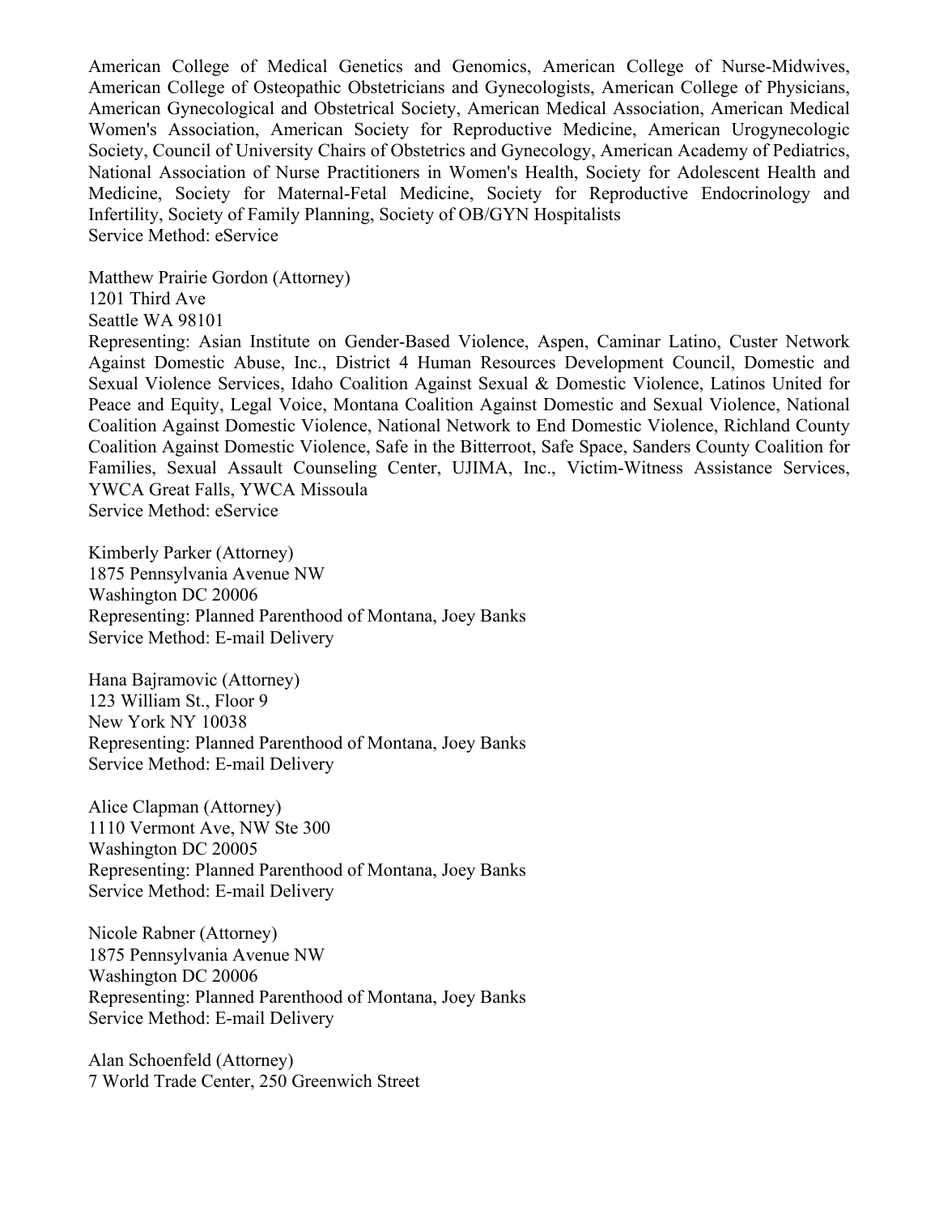American College of Medical Genetics and Genomics, American College of Nurse-Midwives, American College of Osteopathic Obstetricians and Gynecologists, American College of Physicians, American Gynecological and Obstetrical Society, American Medical Association, American Medical Women's Association, American Society for Reproductive Medicine, American Urogynecologic Society, Council of University Chairs of Obstetrics and Gynecology, American Academy of Pediatrics, National Association of Nurse Practitioners in Women's Health, Society for Adolescent Health and Medicine, Society for Maternal-Fetal Medicine, Society for Reproductive Endocrinology and Infertility, Society of Family Planning, Society of OB/GYN Hospitalists
Service Method: eService

Matthew Prairie Gordon (Attorney)
1201 Third Ave
Seattle WA 98101
Representing: Asian Institute on Gender-Based Violence, Aspen, Caminar Latino, Custer Network Against Domestic Abuse, Inc., District 4 Human Resources Development Council, Domestic and Sexual Violence Services, Idaho Coalition Against Sexual & Domestic Violence, Latinos United for Peace and Equity, Legal Voice, Montana Coalition Against Domestic and Sexual Violence, National Coalition Against Domestic Violence, National Network to End Domestic Violence, Richland County Coalition Against Domestic Violence, Safe in the Bitterroot, Safe Space, Sanders County Coalition for Families, Sexual Assault Counseling Center, UJIMA, Inc., Victim-Witness Assistance Services, YWCA Great Falls, YWCA Missoula
Service Method: eService

Kimberly Parker (Attorney)
1875 Pennsylvania Avenue NW
Washington DC 20006
Representing: Planned Parenthood of Montana, Joey Banks
Service Method: E-mail Delivery

Hana Bajramovic (Attorney)
123 William St., Floor 9
New York NY 10038
Representing: Planned Parenthood of Montana, Joey Banks
Service Method: E-mail Delivery

Alice Clapman (Attorney)
1110 Vermont Ave, NW Ste 300
Washington DC 20005
Representing: Planned Parenthood of Montana, Joey Banks
Service Method: E-mail Delivery

Nicole Rabner (Attorney)
1875 Pennsylvania Avenue NW
Washington DC 20006
Representing: Planned Parenthood of Montana, Joey Banks
Service Method: E-mail Delivery

Alan Schoenfeld (Attorney)
7 World Trade Center, 250 Greenwich Street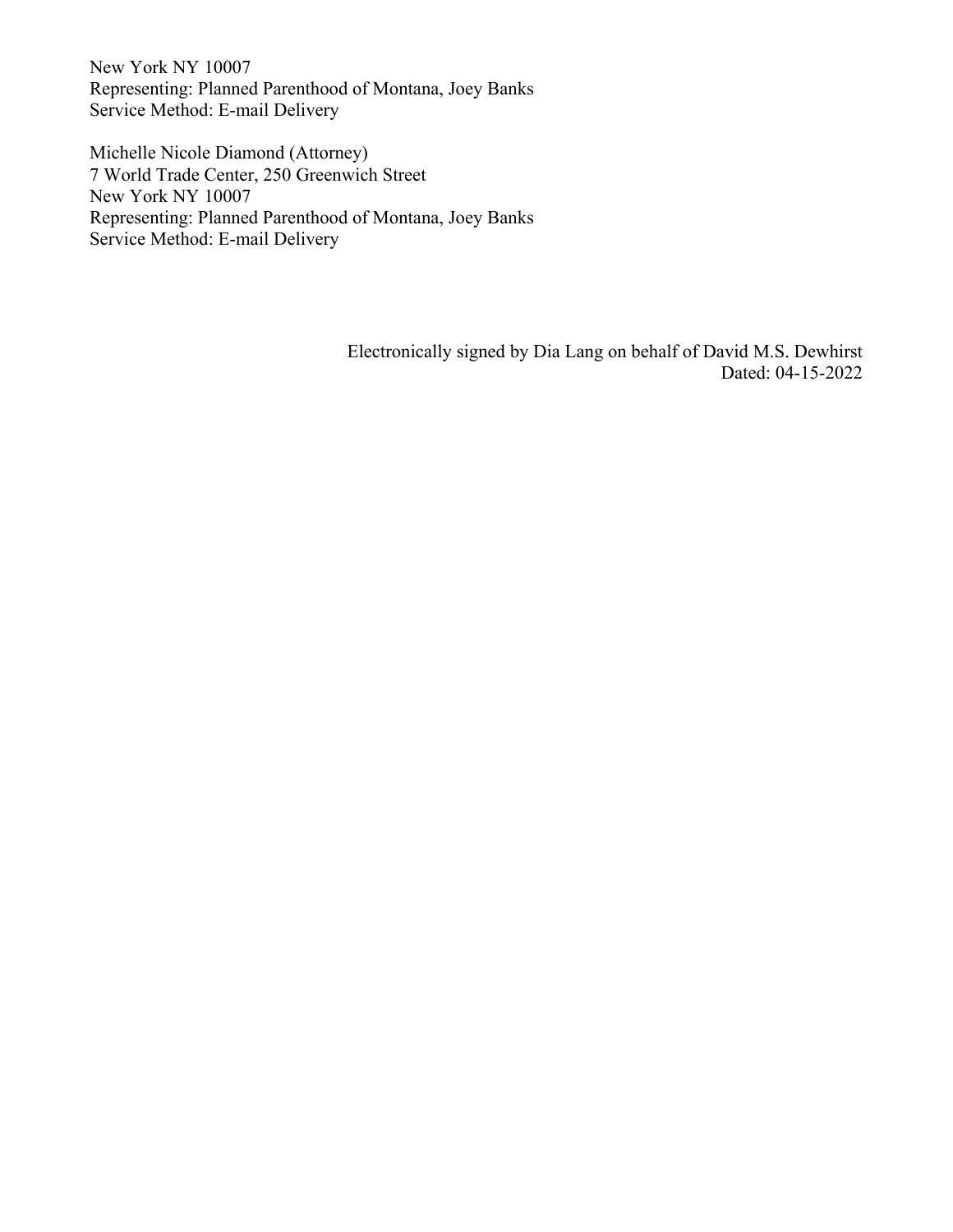New York NY 10007
Representing: Planned Parenthood of Montana, Joey Banks
Service Method: E-mail Delivery

Michelle Nicole Diamond (Attorney)
7 World Trade Center, 250 Greenwich Street
New York NY 10007
Representing: Planned Parenthood of Montana, Joey Banks
Service Method: E-mail Delivery

Electronically signed by Dia Lang on behalf of David M.S. Dewhirst
Dated: 04-15-2022